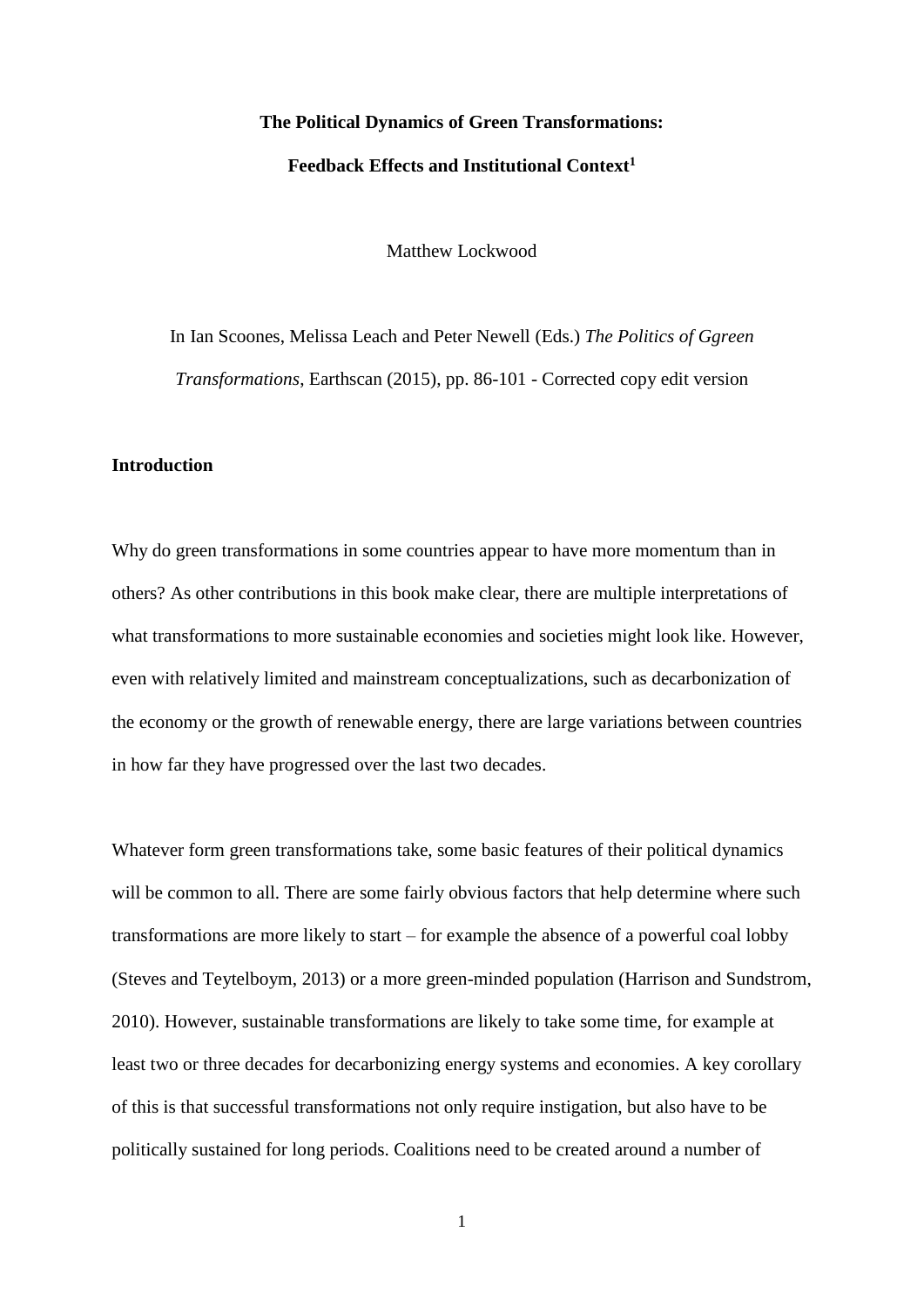# The Political Dynamics of Green Transformations:

# Feedback Effects and Institutional Context[1]

Matthew Lockwood

In Ian Scoones, Melissa Leach and Peter Newell (Eds.) *The Politics of Ggreen Transformations*, Earthscan (2015), pp. 86-101 - Corrected copy edit version

## Introduction

Why do green transformations in some countries appear to have more momentum than in others? As other contributions in this book make clear, there are multiple interpretations of what transformations to more sustainable economies and societies might look like. However, even with relatively limited and mainstream conceptualizations, such as decarbonization of the economy or the growth of renewable energy, there are large variations between countries in how far they have progressed over the last two decades.

Whatever form green transformations take, some basic features of their political dynamics will be common to all. There are some fairly obvious factors that help determine where such transformations are more likely to start – for example the absence of a powerful coal lobby (Steves and Teytelboym, 2013) or a more green-minded population (Harrison and Sundstrom, 2010). However, sustainable transformations are likely to take some time, for example at least two or three decades for decarbonizing energy systems and economies. A key corollary of this is that successful transformations not only require instigation, but also have to be politically sustained for long periods. Coalitions need to be created around a number of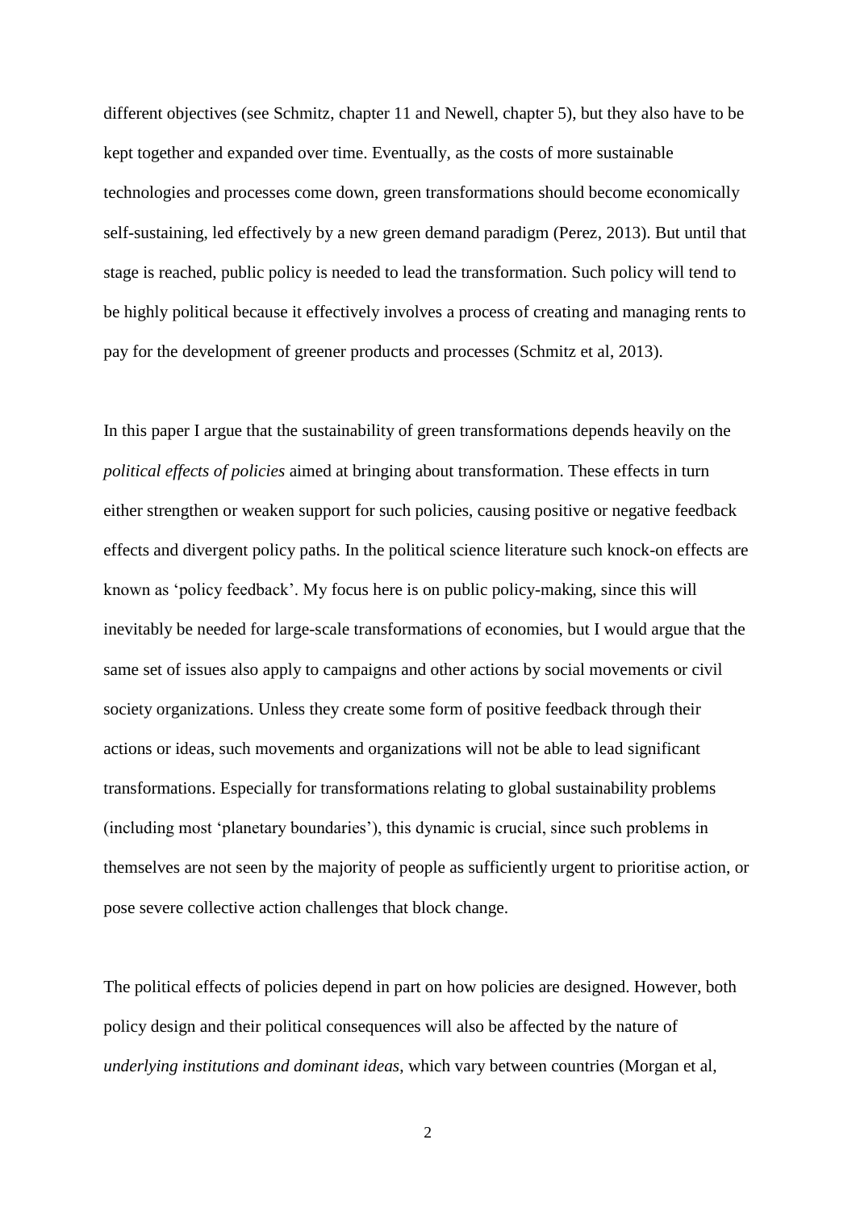different objectives (see Schmitz, chapter 11 and Newell, chapter 5), but they also have to be kept together and expanded over time. Eventually, as the costs of more sustainable technologies and processes come down, green transformations should become economically self-sustaining, led effectively by a new green demand paradigm (Perez, 2013). But until that stage is reached, public policy is needed to lead the transformation. Such policy will tend to be highly political because it effectively involves a process of creating and managing rents to pay for the development of greener products and processes (Schmitz et al, 2013).

In this paper I argue that the sustainability of green transformations depends heavily on the *political effects of policies* aimed at bringing about transformation. These effects in turn either strengthen or weaken support for such policies, causing positive or negative feedback effects and divergent policy paths. In the political science literature such knock-on effects are known as 'policy feedback'. My focus here is on public policy-making, since this will inevitably be needed for large-scale transformations of economies, but I would argue that the same set of issues also apply to campaigns and other actions by social movements or civil society organizations. Unless they create some form of positive feedback through their actions or ideas, such movements and organizations will not be able to lead significant transformations. Especially for transformations relating to global sustainability problems (including most 'planetary boundaries'), this dynamic is crucial, since such problems in themselves are not seen by the majority of people as sufficiently urgent to prioritise action, or pose severe collective action challenges that block change.

The political effects of policies depend in part on how policies are designed. However, both policy design and their political consequences will also be affected by the nature of *underlying institutions and dominant ideas*, which vary between countries (Morgan et al,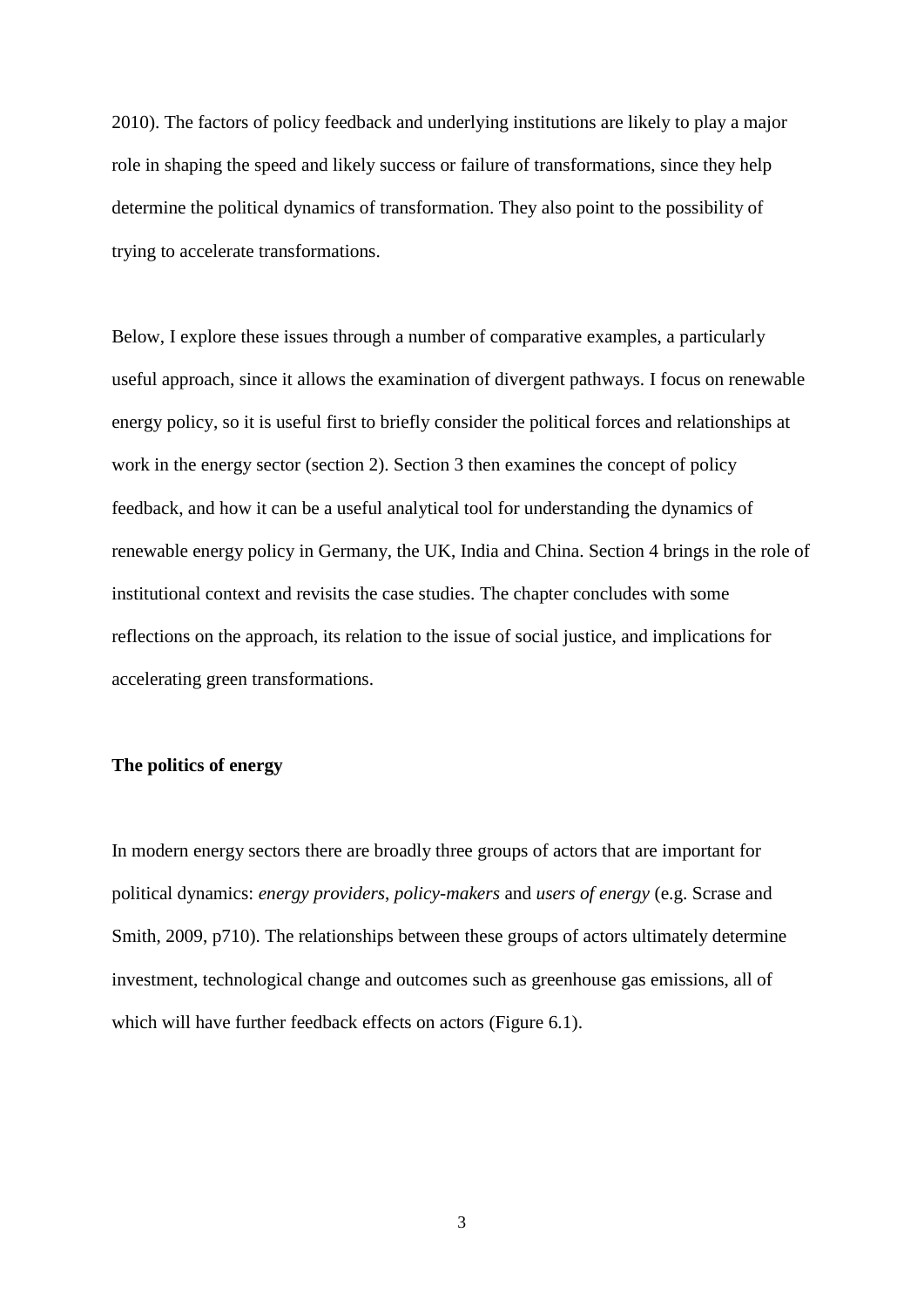2010). The factors of policy feedback and underlying institutions are likely to play a major role in shaping the speed and likely success or failure of transformations, since they help determine the political dynamics of transformation. They also point to the possibility of trying to accelerate transformations.

Below, I explore these issues through a number of comparative examples, a particularly useful approach, since it allows the examination of divergent pathways. I focus on renewable energy policy, so it is useful first to briefly consider the political forces and relationships at work in the energy sector (section 2). Section 3 then examines the concept of policy feedback, and how it can be a useful analytical tool for understanding the dynamics of renewable energy policy in Germany, the UK, India and China. Section 4 brings in the role of institutional context and revisits the case studies. The chapter concludes with some reflections on the approach, its relation to the issue of social justice, and implications for accelerating green transformations.

## The politics of energy

In modern energy sectors there are broadly three groups of actors that are important for political dynamics: *energy providers*, *policy-makers* and *users of energy* (e.g. Scrase and Smith, 2009, p710). The relationships between these groups of actors ultimately determine investment, technological change and outcomes such as greenhouse gas emissions, all of which will have further feedback effects on actors (Figure 6.1).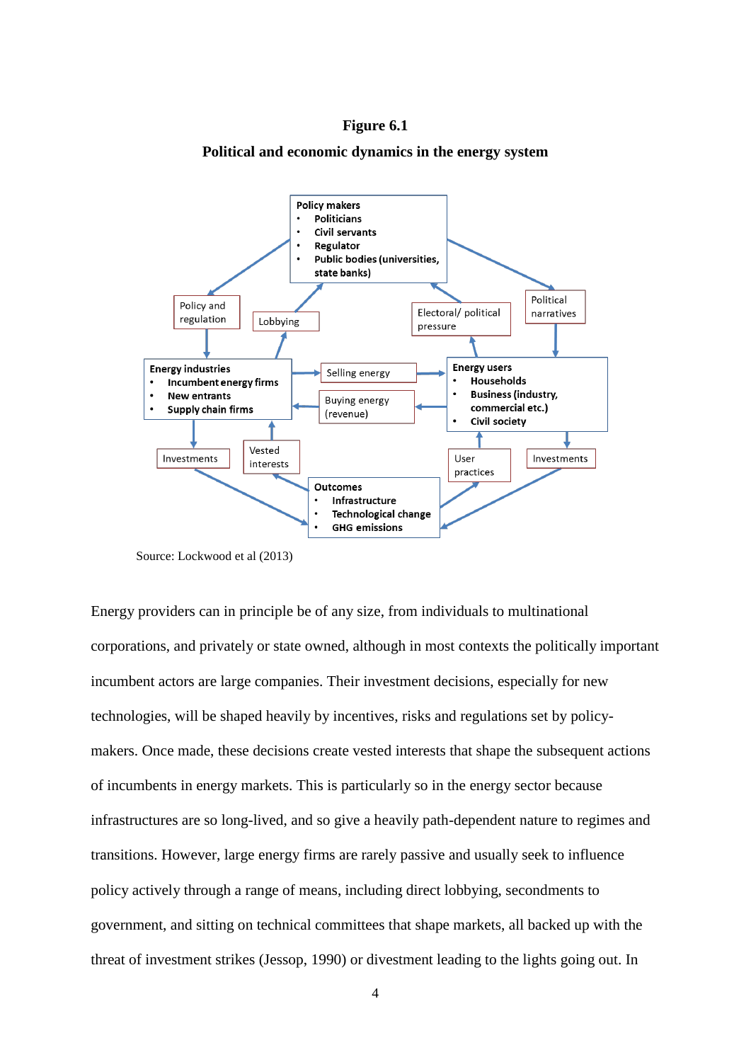**Figure 6.1**

**Political and economic dynamics in the energy system**

Policy makers
- Politicians
- Civil servants
- Regulator
- Public bodies (universities, state banks)

Policy and regulation

Lobbying

Electoral/ political pressure

Political narratives

Energy industries
- Incumbent energy firms
- New entrants
- Supply chain firms

Selling energy

Buying energy (revenue)

Energy users
- Households
- Business (industry, commercial etc.)
- Civil society

Investments

Vested interests

User practices

Investments

Outcomes
- Infrastructure
- Technological change
- GHG emissions

Source: Lockwood et al (2013)

Energy providers can in principle be of any size, from individuals to multinational corporations, and privately or state owned, although in most contexts the politically important incumbent actors are large companies. Their investment decisions, especially for new technologies, will be shaped heavily by incentives, risks and regulations set by policy-makers. Once made, these decisions create vested interests that shape the subsequent actions of incumbents in energy markets. This is particularly so in the energy sector because infrastructures are so long-lived, and so give a heavily path-dependent nature to regimes and transitions. However, large energy firms are rarely passive and usually seek to influence policy actively through a range of means, including direct lobbying, secondments to government, and sitting on technical committees that shape markets, all backed up with the threat of investment strikes (Jessop, 1990) or divestment leading to the lights going out. In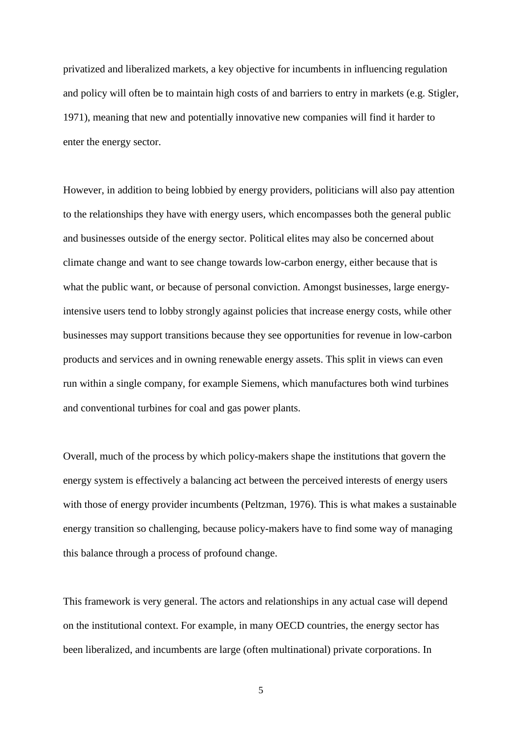privatized and liberalized markets, a key objective for incumbents in influencing regulation and policy will often be to maintain high costs of and barriers to entry in markets (e.g. Stigler, 1971), meaning that new and potentially innovative new companies will find it harder to enter the energy sector.

However, in addition to being lobbied by energy providers, politicians will also pay attention to the relationships they have with energy users, which encompasses both the general public and businesses outside of the energy sector. Political elites may also be concerned about climate change and want to see change towards low-carbon energy, either because that is what the public want, or because of personal conviction. Amongst businesses, large energy-intensive users tend to lobby strongly against policies that increase energy costs, while other businesses may support transitions because they see opportunities for revenue in low-carbon products and services and in owning renewable energy assets. This split in views can even run within a single company, for example Siemens, which manufactures both wind turbines and conventional turbines for coal and gas power plants.

Overall, much of the process by which policy-makers shape the institutions that govern the energy system is effectively a balancing act between the perceived interests of energy users with those of energy provider incumbents (Peltzman, 1976). This is what makes a sustainable energy transition so challenging, because policy-makers have to find some way of managing this balance through a process of profound change.

This framework is very general. The actors and relationships in any actual case will depend on the institutional context. For example, in many OECD countries, the energy sector has been liberalized, and incumbents are large (often multinational) private corporations. In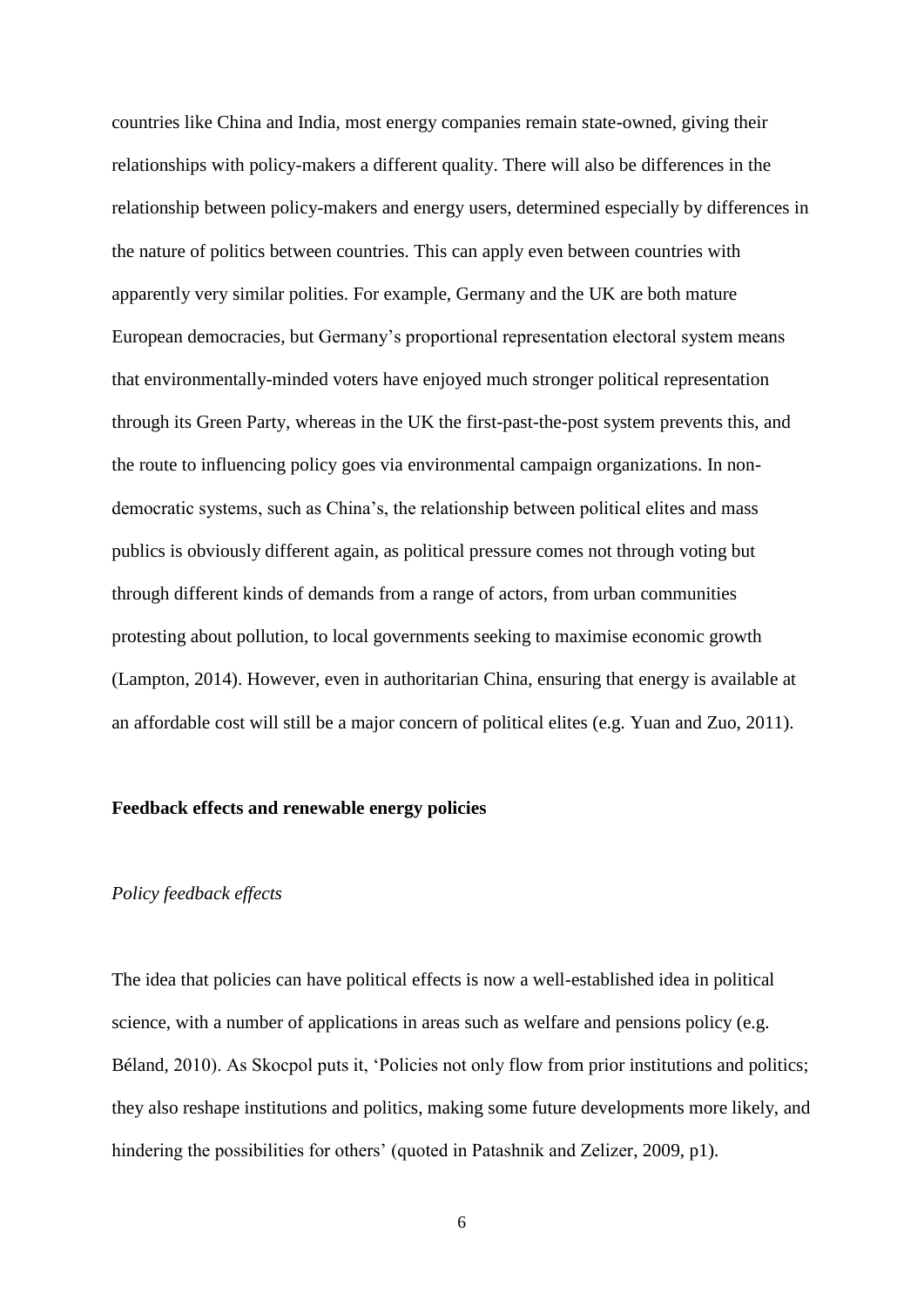countries like China and India, most energy companies remain state-owned, giving their relationships with policy-makers a different quality. There will also be differences in the relationship between policy-makers and energy users, determined especially by differences in the nature of politics between countries. This can apply even between countries with apparently very similar polities. For example, Germany and the UK are both mature European democracies, but Germany's proportional representation electoral system means that environmentally-minded voters have enjoyed much stronger political representation through its Green Party, whereas in the UK the first-past-the-post system prevents this, and the route to influencing policy goes via environmental campaign organizations. In non-democratic systems, such as China's, the relationship between political elites and mass publics is obviously different again, as political pressure comes not through voting but through different kinds of demands from a range of actors, from urban communities protesting about pollution, to local governments seeking to maximise economic growth (Lampton, 2014). However, even in authoritarian China, ensuring that energy is available at an affordable cost will still be a major concern of political elites (e.g. Yuan and Zuo, 2011).

## Feedback effects and renewable energy policies

### *Policy feedback effects*

The idea that policies can have political effects is now a well-established idea in political science, with a number of applications in areas such as welfare and pensions policy (e.g. Béland, 2010). As Skocpol puts it, 'Policies not only flow from prior institutions and politics; they also reshape institutions and politics, making some future developments more likely, and hindering the possibilities for others' (quoted in Patashnik and Zelizer, 2009, p1).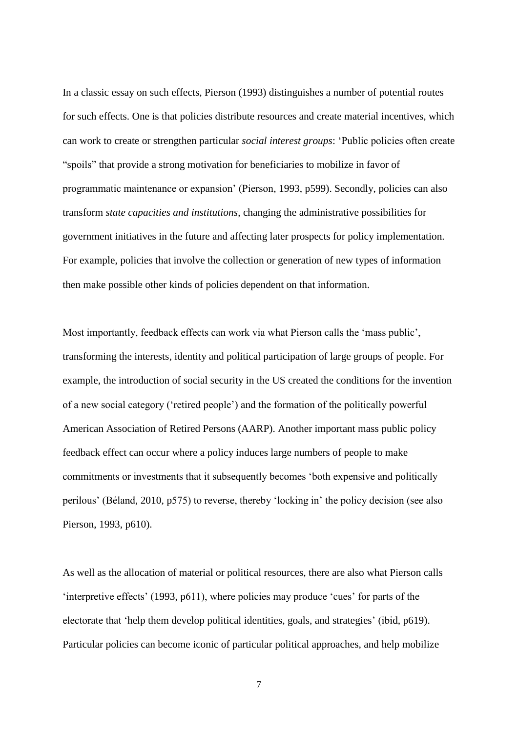In a classic essay on such effects, Pierson (1993) distinguishes a number of potential routes for such effects. One is that policies distribute resources and create material incentives, which can work to create or strengthen particular *social interest groups*: 'Public policies often create "spoils" that provide a strong motivation for beneficiaries to mobilize in favor of programmatic maintenance or expansion' (Pierson, 1993, p599). Secondly, policies can also transform *state capacities and institutions*, changing the administrative possibilities for government initiatives in the future and affecting later prospects for policy implementation. For example, policies that involve the collection or generation of new types of information then make possible other kinds of policies dependent on that information.

Most importantly, feedback effects can work via what Pierson calls the 'mass public', transforming the interests, identity and political participation of large groups of people. For example, the introduction of social security in the US created the conditions for the invention of a new social category ('retired people') and the formation of the politically powerful American Association of Retired Persons (AARP). Another important mass public policy feedback effect can occur where a policy induces large numbers of people to make commitments or investments that it subsequently becomes 'both expensive and politically perilous' (Béland, 2010, p575) to reverse, thereby 'locking in' the policy decision (see also Pierson, 1993, p610).

As well as the allocation of material or political resources, there are also what Pierson calls 'interpretive effects' (1993, p611), where policies may produce 'cues' for parts of the electorate that 'help them develop political identities, goals, and strategies' (ibid, p619). Particular policies can become iconic of particular political approaches, and help mobilize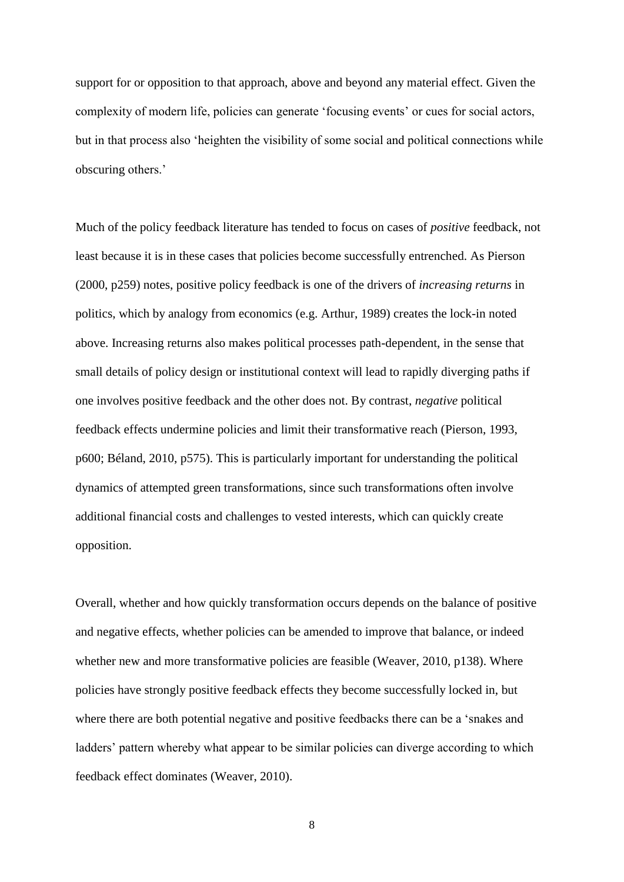support for or opposition to that approach, above and beyond any material effect. Given the complexity of modern life, policies can generate 'focusing events' or cues for social actors, but in that process also 'heighten the visibility of some social and political connections while obscuring others.'

Much of the policy feedback literature has tended to focus on cases of *positive* feedback, not least because it is in these cases that policies become successfully entrenched. As Pierson (2000, p259) notes, positive policy feedback is one of the drivers of *increasing returns* in politics, which by analogy from economics (e.g. Arthur, 1989) creates the lock-in noted above. Increasing returns also makes political processes path-dependent, in the sense that small details of policy design or institutional context will lead to rapidly diverging paths if one involves positive feedback and the other does not. By contrast, *negative* political feedback effects undermine policies and limit their transformative reach (Pierson, 1993, p600; Béland, 2010, p575). This is particularly important for understanding the political dynamics of attempted green transformations, since such transformations often involve additional financial costs and challenges to vested interests, which can quickly create opposition.

Overall, whether and how quickly transformation occurs depends on the balance of positive and negative effects, whether policies can be amended to improve that balance, or indeed whether new and more transformative policies are feasible (Weaver, 2010, p138). Where policies have strongly positive feedback effects they become successfully locked in, but where there are both potential negative and positive feedbacks there can be a 'snakes and ladders' pattern whereby what appear to be similar policies can diverge according to which feedback effect dominates (Weaver, 2010).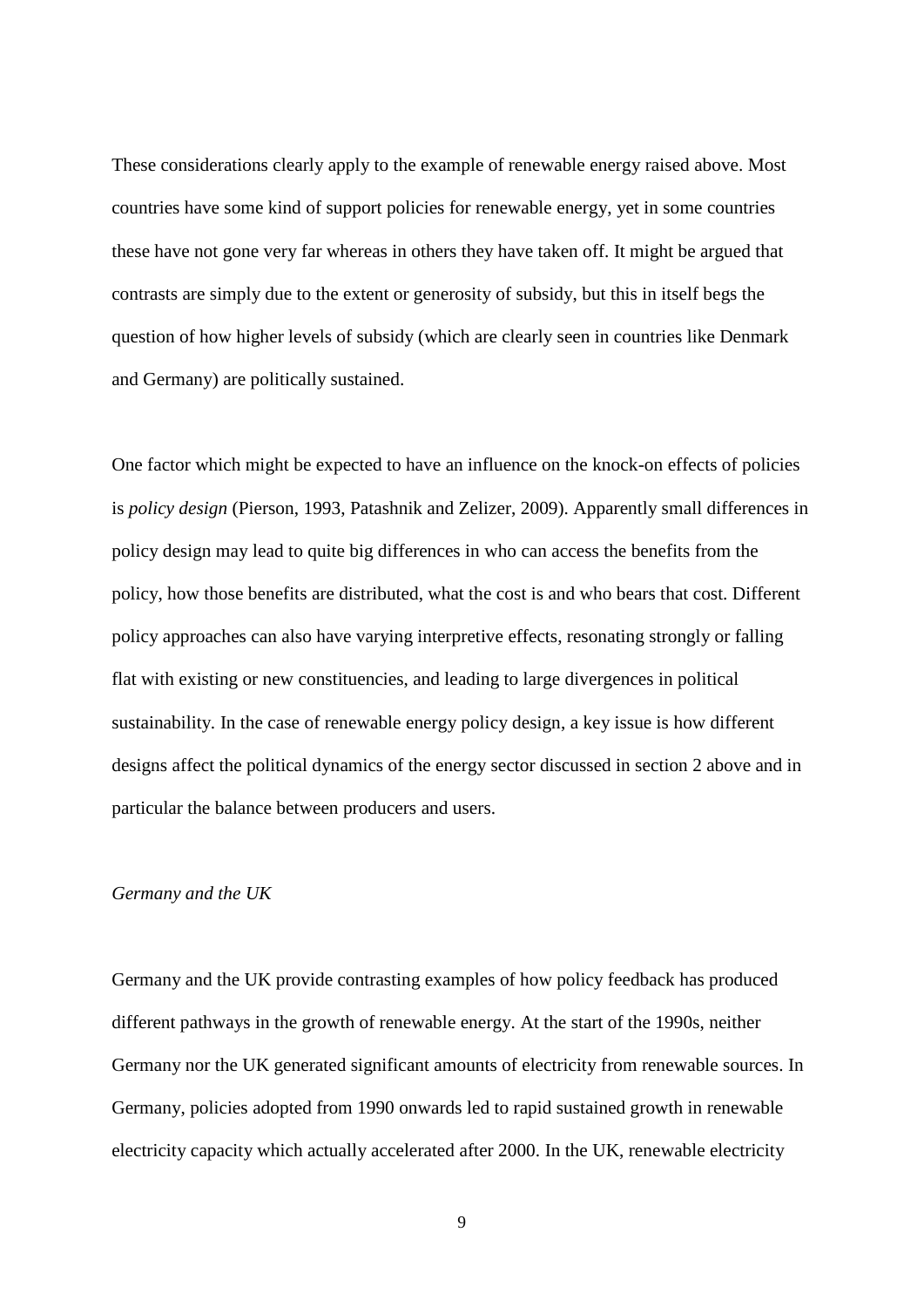These considerations clearly apply to the example of renewable energy raised above. Most countries have some kind of support policies for renewable energy, yet in some countries these have not gone very far whereas in others they have taken off. It might be argued that contrasts are simply due to the extent or generosity of subsidy, but this in itself begs the question of how higher levels of subsidy (which are clearly seen in countries like Denmark and Germany) are politically sustained.

One factor which might be expected to have an influence on the knock-on effects of policies is *policy design* (Pierson, 1993, Patashnik and Zelizer, 2009). Apparently small differences in policy design may lead to quite big differences in who can access the benefits from the policy, how those benefits are distributed, what the cost is and who bears that cost. Different policy approaches can also have varying interpretive effects, resonating strongly or falling flat with existing or new constituencies, and leading to large divergences in political sustainability. In the case of renewable energy policy design, a key issue is how different designs affect the political dynamics of the energy sector discussed in section 2 above and in particular the balance between producers and users.

*Germany and the UK*

Germany and the UK provide contrasting examples of how policy feedback has produced different pathways in the growth of renewable energy. At the start of the 1990s, neither Germany nor the UK generated significant amounts of electricity from renewable sources. In Germany, policies adopted from 1990 onwards led to rapid sustained growth in renewable electricity capacity which actually accelerated after 2000. In the UK, renewable electricity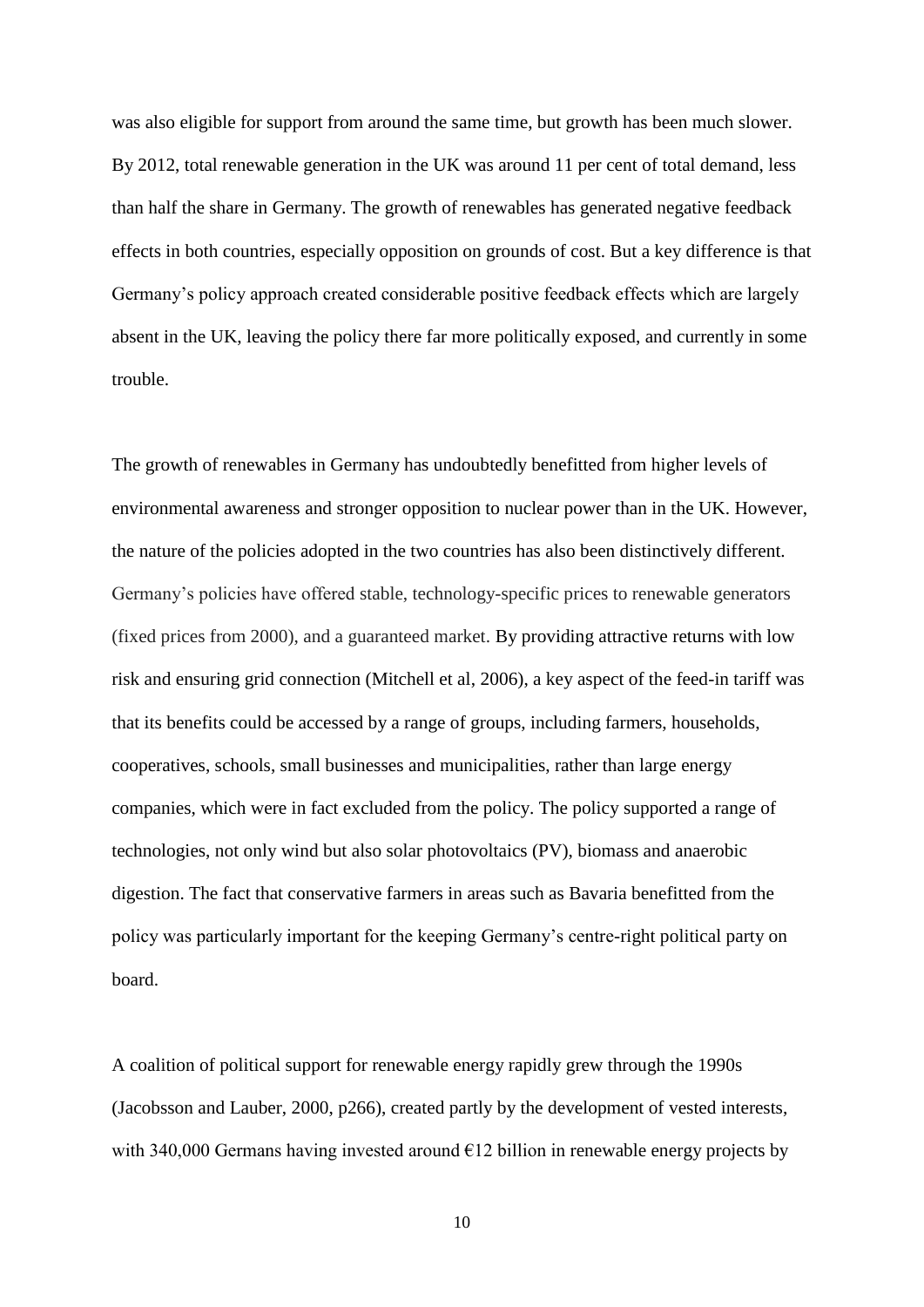was also eligible for support from around the same time, but growth has been much slower. By 2012, total renewable generation in the UK was around 11 per cent of total demand, less than half the share in Germany. The growth of renewables has generated negative feedback effects in both countries, especially opposition on grounds of cost. But a key difference is that Germany's policy approach created considerable positive feedback effects which are largely absent in the UK, leaving the policy there far more politically exposed, and currently in some trouble.

The growth of renewables in Germany has undoubtedly benefitted from higher levels of environmental awareness and stronger opposition to nuclear power than in the UK. However, the nature of the policies adopted in the two countries has also been distinctively different. Germany's policies have offered stable, technology-specific prices to renewable generators (fixed prices from 2000), and a guaranteed market. By providing attractive returns with low risk and ensuring grid connection (Mitchell et al, 2006), a key aspect of the feed-in tariff was that its benefits could be accessed by a range of groups, including farmers, households, cooperatives, schools, small businesses and municipalities, rather than large energy companies, which were in fact excluded from the policy. The policy supported a range of technologies, not only wind but also solar photovoltaics (PV), biomass and anaerobic digestion. The fact that conservative farmers in areas such as Bavaria benefitted from the policy was particularly important for the keeping Germany's centre-right political party on board.

A coalition of political support for renewable energy rapidly grew through the 1990s (Jacobsson and Lauber, 2000, p266), created partly by the development of vested interests, with 340,000 Germans having invested around €12 billion in renewable energy projects by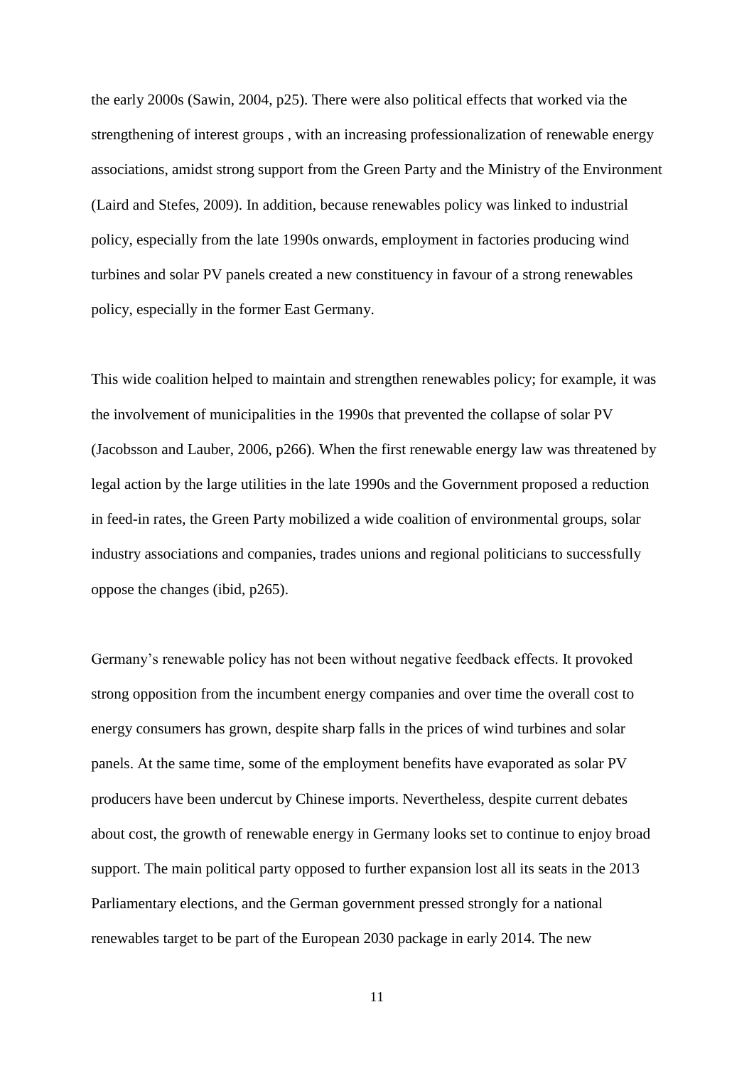the early 2000s (Sawin, 2004, p25). There were also political effects that worked via the strengthening of interest groups , with an increasing professionalization of renewable energy associations, amidst strong support from the Green Party and the Ministry of the Environment (Laird and Stefes, 2009). In addition, because renewables policy was linked to industrial policy, especially from the late 1990s onwards, employment in factories producing wind turbines and solar PV panels created a new constituency in favour of a strong renewables policy, especially in the former East Germany.

This wide coalition helped to maintain and strengthen renewables policy; for example, it was the involvement of municipalities in the 1990s that prevented the collapse of solar PV (Jacobsson and Lauber, 2006, p266). When the first renewable energy law was threatened by legal action by the large utilities in the late 1990s and the Government proposed a reduction in feed-in rates, the Green Party mobilized a wide coalition of environmental groups, solar industry associations and companies, trades unions and regional politicians to successfully oppose the changes (ibid, p265).

Germany's renewable policy has not been without negative feedback effects. It provoked strong opposition from the incumbent energy companies and over time the overall cost to energy consumers has grown, despite sharp falls in the prices of wind turbines and solar panels. At the same time, some of the employment benefits have evaporated as solar PV producers have been undercut by Chinese imports. Nevertheless, despite current debates about cost, the growth of renewable energy in Germany looks set to continue to enjoy broad support. The main political party opposed to further expansion lost all its seats in the 2013 Parliamentary elections, and the German government pressed strongly for a national renewables target to be part of the European 2030 package in early 2014. The new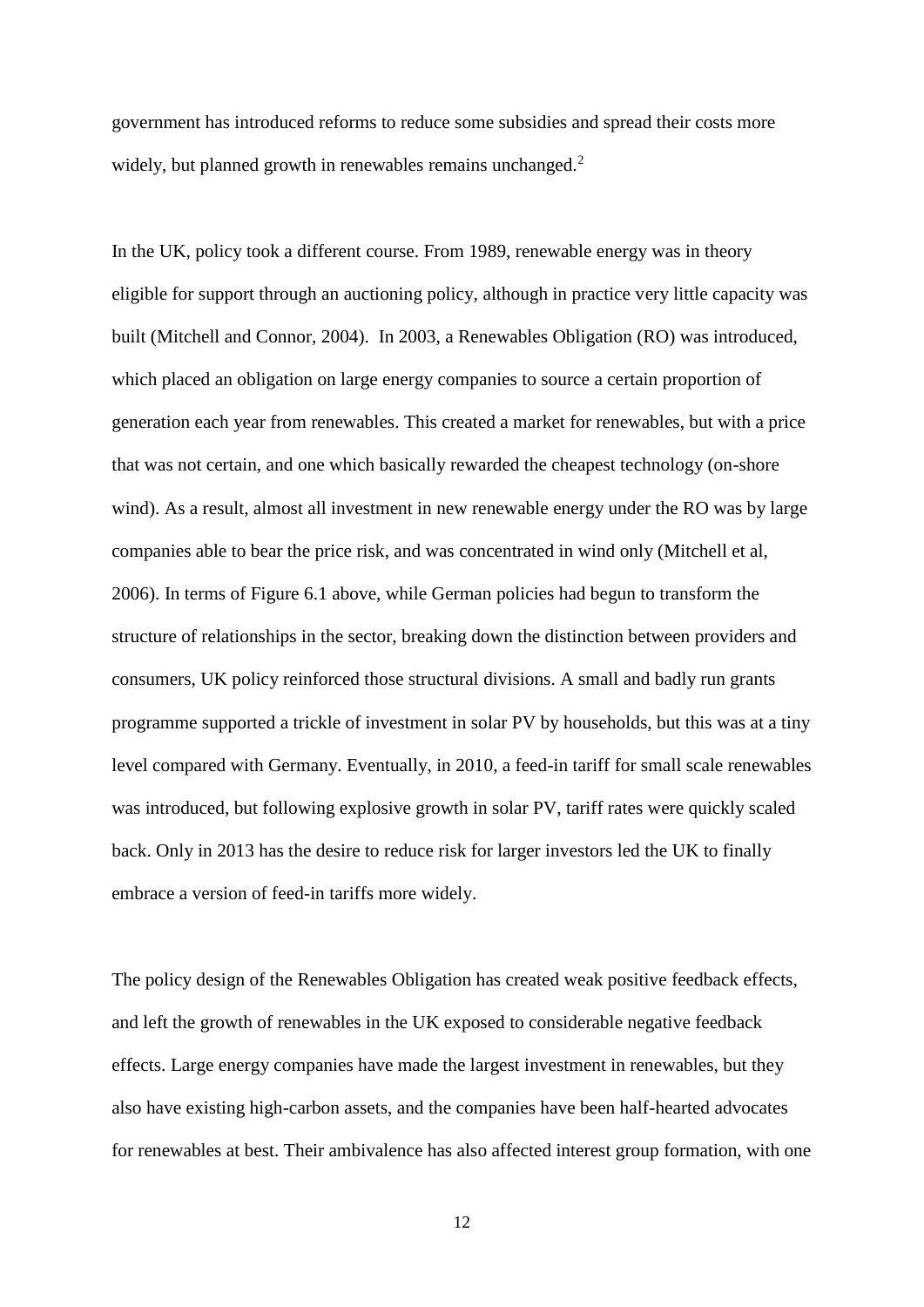government has introduced reforms to reduce some subsidies and spread their costs more widely, but planned growth in renewables remains unchanged.[2]

In the UK, policy took a different course. From 1989, renewable energy was in theory eligible for support through an auctioning policy, although in practice very little capacity was built (Mitchell and Connor, 2004). In 2003, a Renewables Obligation (RO) was introduced, which placed an obligation on large energy companies to source a certain proportion of generation each year from renewables. This created a market for renewables, but with a price that was not certain, and one which basically rewarded the cheapest technology (on-shore wind). As a result, almost all investment in new renewable energy under the RO was by large companies able to bear the price risk, and was concentrated in wind only (Mitchell et al, 2006). In terms of Figure 6.1 above, while German policies had begun to transform the structure of relationships in the sector, breaking down the distinction between providers and consumers, UK policy reinforced those structural divisions. A small and badly run grants programme supported a trickle of investment in solar PV by households, but this was at a tiny level compared with Germany. Eventually, in 2010, a feed-in tariff for small scale renewables was introduced, but following explosive growth in solar PV, tariff rates were quickly scaled back. Only in 2013 has the desire to reduce risk for larger investors led the UK to finally embrace a version of feed-in tariffs more widely.

The policy design of the Renewables Obligation has created weak positive feedback effects, and left the growth of renewables in the UK exposed to considerable negative feedback effects. Large energy companies have made the largest investment in renewables, but they also have existing high-carbon assets, and the companies have been half-hearted advocates for renewables at best. Their ambivalence has also affected interest group formation, with one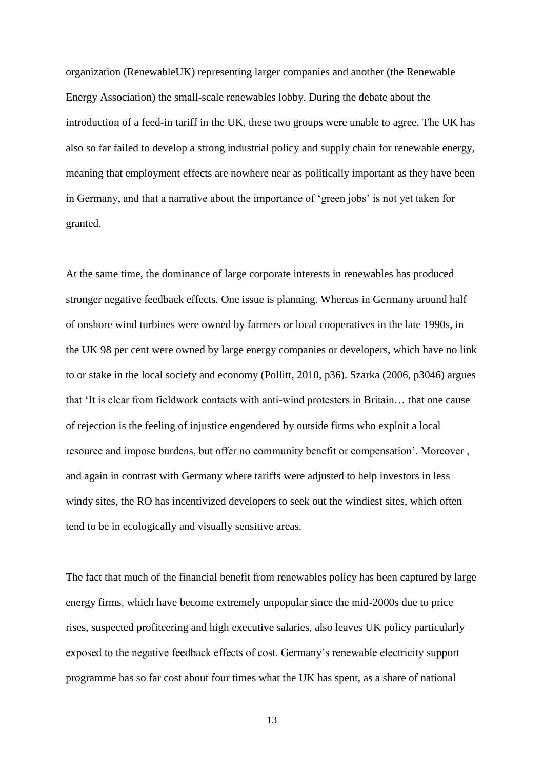organization (RenewableUK) representing larger companies and another (the Renewable Energy Association) the small-scale renewables lobby. During the debate about the introduction of a feed-in tariff in the UK, these two groups were unable to agree. The UK has also so far failed to develop a strong industrial policy and supply chain for renewable energy, meaning that employment effects are nowhere near as politically important as they have been in Germany, and that a narrative about the importance of 'green jobs' is not yet taken for granted.

At the same time, the dominance of large corporate interests in renewables has produced stronger negative feedback effects. One issue is planning. Whereas in Germany around half of onshore wind turbines were owned by farmers or local cooperatives in the late 1990s, in the UK 98 per cent were owned by large energy companies or developers, which have no link to or stake in the local society and economy (Pollitt, 2010, p36). Szarka (2006, p3046) argues that 'It is clear from fieldwork contacts with anti-wind protesters in Britain… that one cause of rejection is the feeling of injustice engendered by outside firms who exploit a local resource and impose burdens, but offer no community benefit or compensation'. Moreover , and again in contrast with Germany where tariffs were adjusted to help investors in less windy sites, the RO has incentivized developers to seek out the windiest sites, which often tend to be in ecologically and visually sensitive areas.

The fact that much of the financial benefit from renewables policy has been captured by large energy firms, which have become extremely unpopular since the mid-2000s due to price rises, suspected profiteering and high executive salaries, also leaves UK policy particularly exposed to the negative feedback effects of cost. Germany's renewable electricity support programme has so far cost about four times what the UK has spent, as a share of national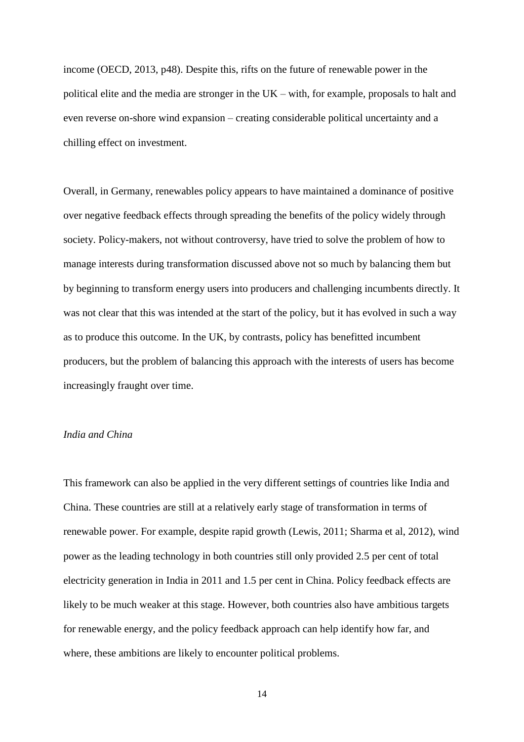income (OECD, 2013, p48). Despite this, rifts on the future of renewable power in the political elite and the media are stronger in the UK – with, for example, proposals to halt and even reverse on-shore wind expansion – creating considerable political uncertainty and a chilling effect on investment.

Overall, in Germany, renewables policy appears to have maintained a dominance of positive over negative feedback effects through spreading the benefits of the policy widely through society. Policy-makers, not without controversy, have tried to solve the problem of how to manage interests during transformation discussed above not so much by balancing them but by beginning to transform energy users into producers and challenging incumbents directly. It was not clear that this was intended at the start of the policy, but it has evolved in such a way as to produce this outcome. In the UK, by contrasts, policy has benefitted incumbent producers, but the problem of balancing this approach with the interests of users has become increasingly fraught over time.

*India and China*

This framework can also be applied in the very different settings of countries like India and China. These countries are still at a relatively early stage of transformation in terms of renewable power. For example, despite rapid growth (Lewis, 2011; Sharma et al, 2012), wind power as the leading technology in both countries still only provided 2.5 per cent of total electricity generation in India in 2011 and 1.5 per cent in China. Policy feedback effects are likely to be much weaker at this stage. However, both countries also have ambitious targets for renewable energy, and the policy feedback approach can help identify how far, and where, these ambitions are likely to encounter political problems.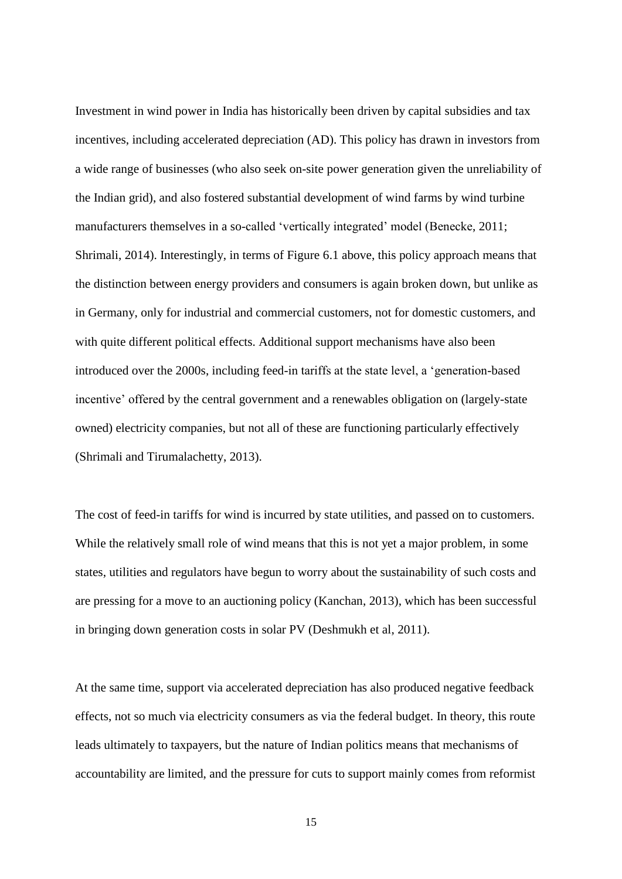Investment in wind power in India has historically been driven by capital subsidies and tax incentives, including accelerated depreciation (AD). This policy has drawn in investors from a wide range of businesses (who also seek on-site power generation given the unreliability of the Indian grid), and also fostered substantial development of wind farms by wind turbine manufacturers themselves in a so-called 'vertically integrated' model (Benecke, 2011; Shrimali, 2014). Interestingly, in terms of Figure 6.1 above, this policy approach means that the distinction between energy providers and consumers is again broken down, but unlike as in Germany, only for industrial and commercial customers, not for domestic customers, and with quite different political effects. Additional support mechanisms have also been introduced over the 2000s, including feed-in tariffs at the state level, a 'generation-based incentive' offered by the central government and a renewables obligation on (largely-state owned) electricity companies, but not all of these are functioning particularly effectively (Shrimali and Tirumalachetty, 2013).

The cost of feed-in tariffs for wind is incurred by state utilities, and passed on to customers. While the relatively small role of wind means that this is not yet a major problem, in some states, utilities and regulators have begun to worry about the sustainability of such costs and are pressing for a move to an auctioning policy (Kanchan, 2013), which has been successful in bringing down generation costs in solar PV (Deshmukh et al, 2011).

At the same time, support via accelerated depreciation has also produced negative feedback effects, not so much via electricity consumers as via the federal budget. In theory, this route leads ultimately to taxpayers, but the nature of Indian politics means that mechanisms of accountability are limited, and the pressure for cuts to support mainly comes from reformist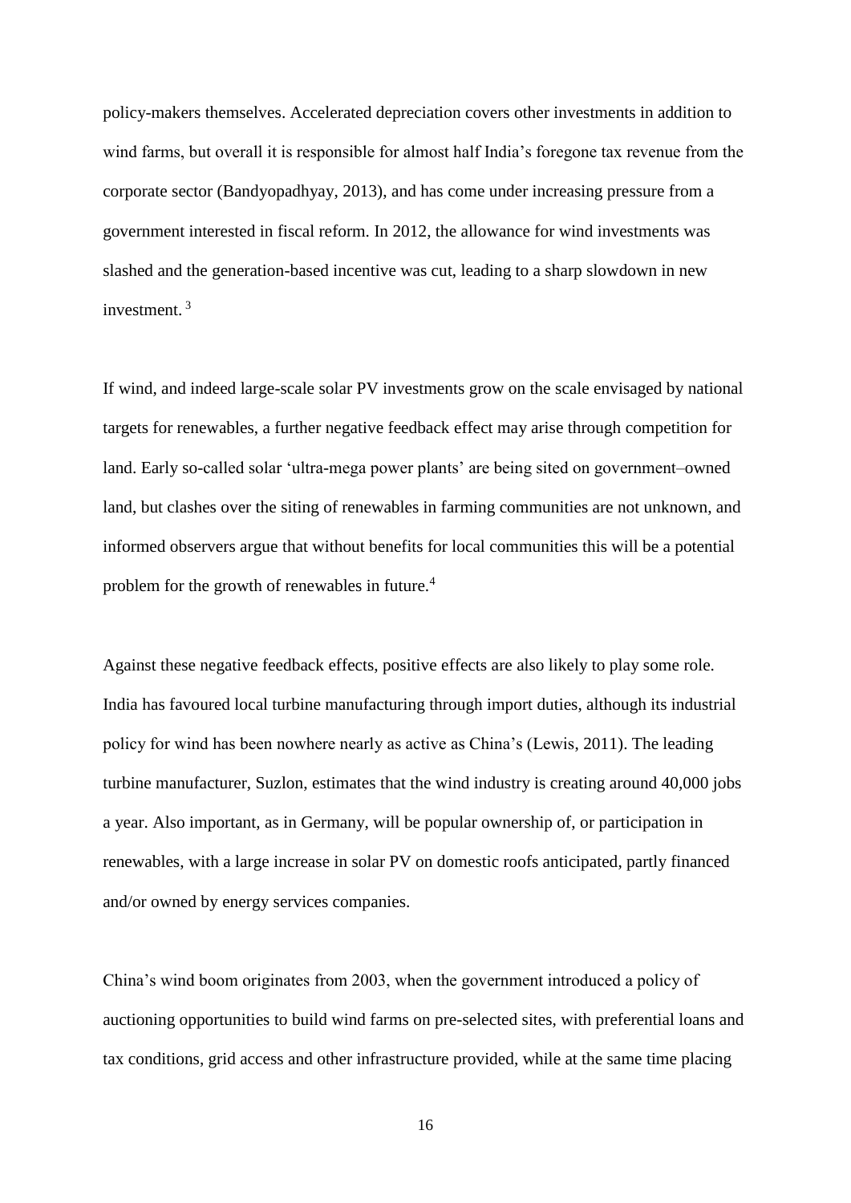policy-makers themselves. Accelerated depreciation covers other investments in addition to wind farms, but overall it is responsible for almost half India's foregone tax revenue from the corporate sector (Bandyopadhyay, 2013), and has come under increasing pressure from a government interested in fiscal reform. In 2012, the allowance for wind investments was slashed and the generation-based incentive was cut, leading to a sharp slowdown in new investment. [3]

If wind, and indeed large-scale solar PV investments grow on the scale envisaged by national targets for renewables, a further negative feedback effect may arise through competition for land. Early so-called solar 'ultra-mega power plants' are being sited on government–owned land, but clashes over the siting of renewables in farming communities are not unknown, and informed observers argue that without benefits for local communities this will be a potential problem for the growth of renewables in future.[4]

Against these negative feedback effects, positive effects are also likely to play some role. India has favoured local turbine manufacturing through import duties, although its industrial policy for wind has been nowhere nearly as active as China's (Lewis, 2011). The leading turbine manufacturer, Suzlon, estimates that the wind industry is creating around 40,000 jobs a year. Also important, as in Germany, will be popular ownership of, or participation in renewables, with a large increase in solar PV on domestic roofs anticipated, partly financed and/or owned by energy services companies.

China's wind boom originates from 2003, when the government introduced a policy of auctioning opportunities to build wind farms on pre-selected sites, with preferential loans and tax conditions, grid access and other infrastructure provided, while at the same time placing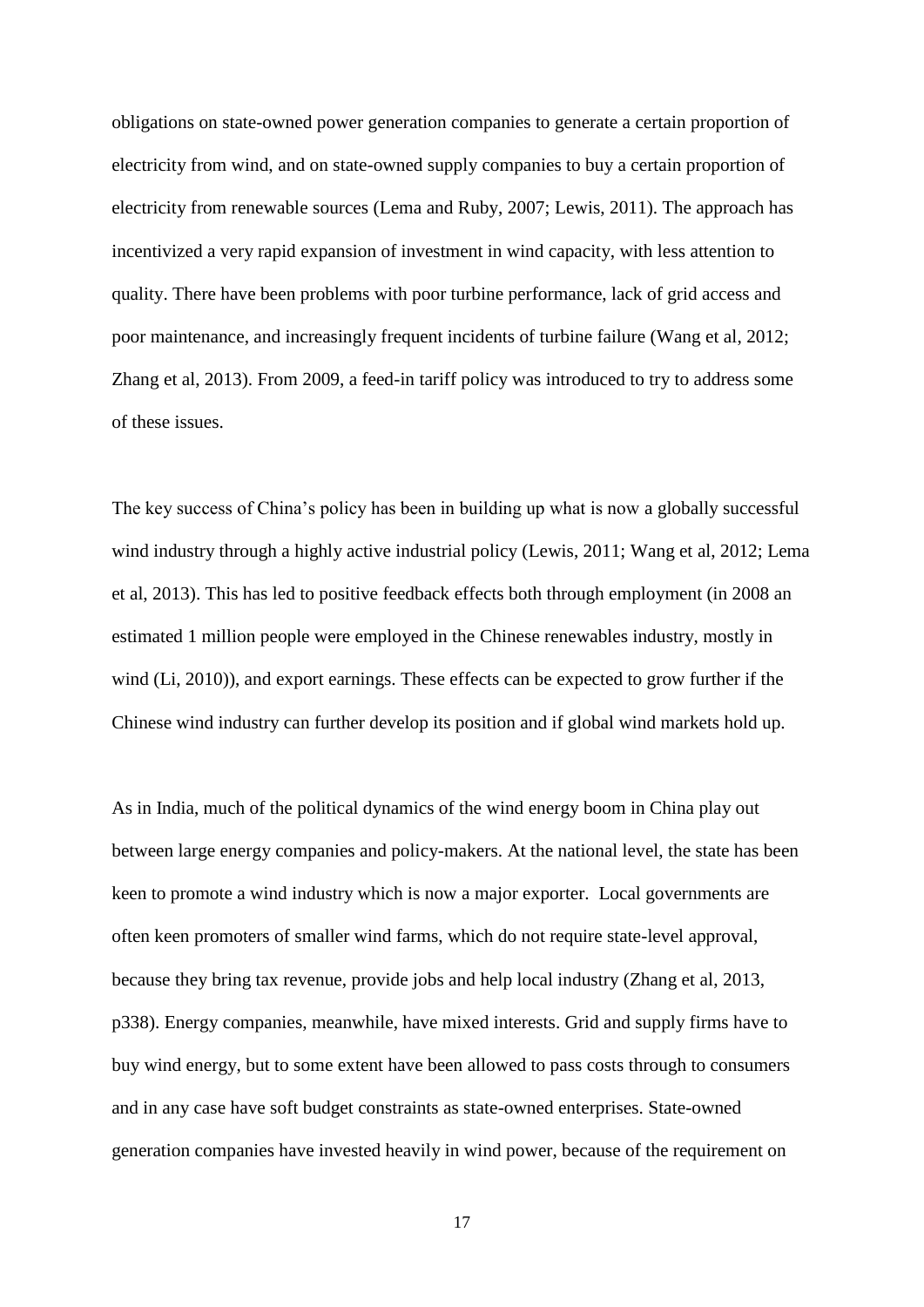obligations on state-owned power generation companies to generate a certain proportion of electricity from wind, and on state-owned supply companies to buy a certain proportion of electricity from renewable sources (Lema and Ruby, 2007; Lewis, 2011). The approach has incentivized a very rapid expansion of investment in wind capacity, with less attention to quality. There have been problems with poor turbine performance, lack of grid access and poor maintenance, and increasingly frequent incidents of turbine failure (Wang et al, 2012; Zhang et al, 2013). From 2009, a feed-in tariff policy was introduced to try to address some of these issues.

The key success of China's policy has been in building up what is now a globally successful wind industry through a highly active industrial policy (Lewis, 2011; Wang et al, 2012; Lema et al, 2013). This has led to positive feedback effects both through employment (in 2008 an estimated 1 million people were employed in the Chinese renewables industry, mostly in wind (Li, 2010)), and export earnings. These effects can be expected to grow further if the Chinese wind industry can further develop its position and if global wind markets hold up.

As in India, much of the political dynamics of the wind energy boom in China play out between large energy companies and policy-makers. At the national level, the state has been keen to promote a wind industry which is now a major exporter. Local governments are often keen promoters of smaller wind farms, which do not require state-level approval, because they bring tax revenue, provide jobs and help local industry (Zhang et al, 2013, p338). Energy companies, meanwhile, have mixed interests. Grid and supply firms have to buy wind energy, but to some extent have been allowed to pass costs through to consumers and in any case have soft budget constraints as state-owned enterprises. State-owned generation companies have invested heavily in wind power, because of the requirement on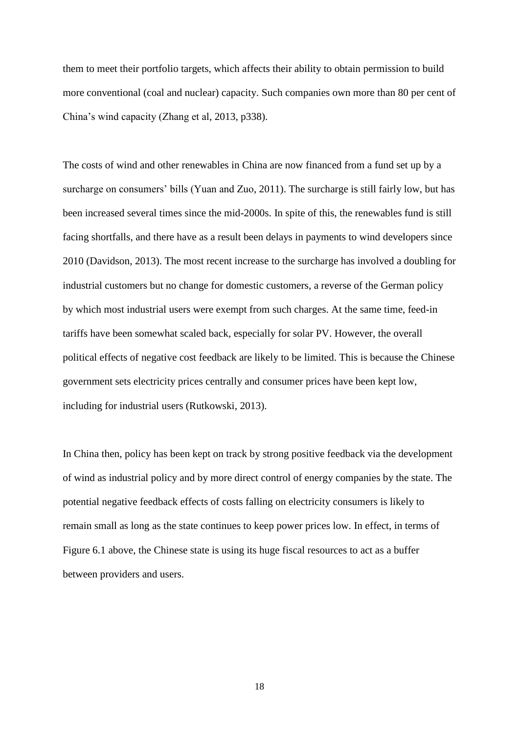them to meet their portfolio targets, which affects their ability to obtain permission to build more conventional (coal and nuclear) capacity. Such companies own more than 80 per cent of China's wind capacity (Zhang et al, 2013, p338).

The costs of wind and other renewables in China are now financed from a fund set up by a surcharge on consumers' bills (Yuan and Zuo, 2011). The surcharge is still fairly low, but has been increased several times since the mid-2000s. In spite of this, the renewables fund is still facing shortfalls, and there have as a result been delays in payments to wind developers since 2010 (Davidson, 2013). The most recent increase to the surcharge has involved a doubling for industrial customers but no change for domestic customers, a reverse of the German policy by which most industrial users were exempt from such charges. At the same time, feed-in tariffs have been somewhat scaled back, especially for solar PV. However, the overall political effects of negative cost feedback are likely to be limited. This is because the Chinese government sets electricity prices centrally and consumer prices have been kept low, including for industrial users (Rutkowski, 2013).

In China then, policy has been kept on track by strong positive feedback via the development of wind as industrial policy and by more direct control of energy companies by the state. The potential negative feedback effects of costs falling on electricity consumers is likely to remain small as long as the state continues to keep power prices low. In effect, in terms of Figure 6.1 above, the Chinese state is using its huge fiscal resources to act as a buffer between providers and users.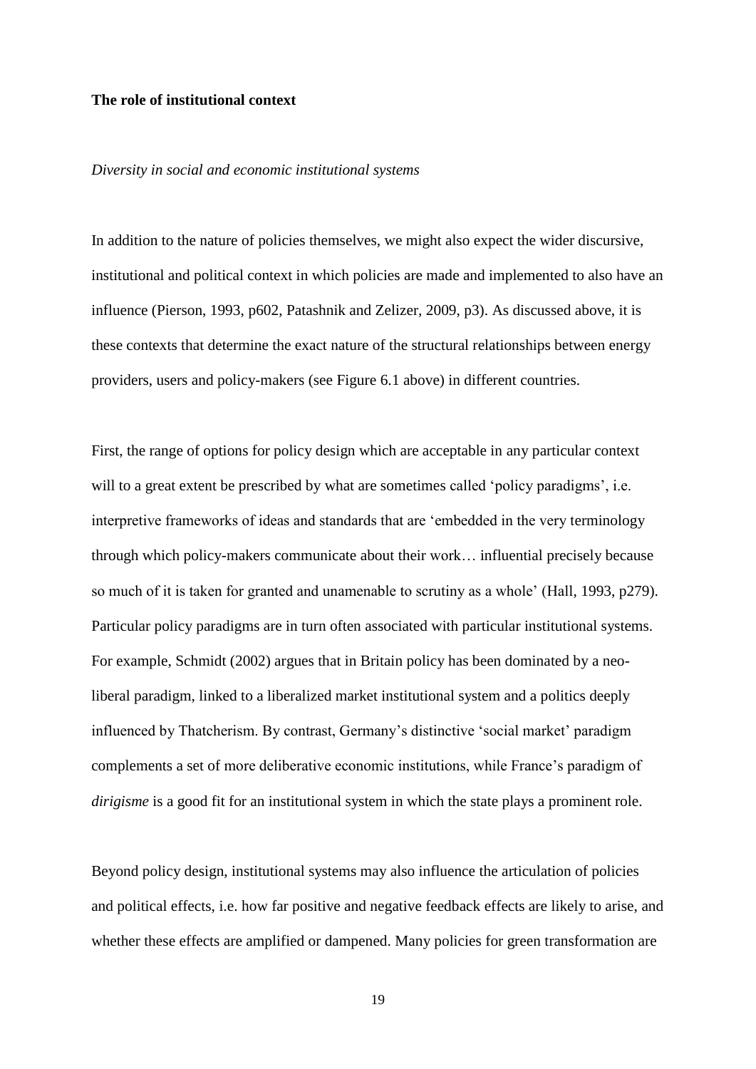**The role of institutional context**

*Diversity in social and economic institutional systems*

In addition to the nature of policies themselves, we might also expect the wider discursive, institutional and political context in which policies are made and implemented to also have an influence (Pierson, 1993, p602, Patashnik and Zelizer, 2009, p3). As discussed above, it is these contexts that determine the exact nature of the structural relationships between energy providers, users and policy-makers (see Figure 6.1 above) in different countries.

First, the range of options for policy design which are acceptable in any particular context will to a great extent be prescribed by what are sometimes called 'policy paradigms', i.e. interpretive frameworks of ideas and standards that are 'embedded in the very terminology through which policy-makers communicate about their work… influential precisely because so much of it is taken for granted and unamenable to scrutiny as a whole' (Hall, 1993, p279). Particular policy paradigms are in turn often associated with particular institutional systems. For example, Schmidt (2002) argues that in Britain policy has been dominated by a neo-liberal paradigm, linked to a liberalized market institutional system and a politics deeply influenced by Thatcherism. By contrast, Germany's distinctive 'social market' paradigm complements a set of more deliberative economic institutions, while France's paradigm of *dirigisme* is a good fit for an institutional system in which the state plays a prominent role.

Beyond policy design, institutional systems may also influence the articulation of policies and political effects, i.e. how far positive and negative feedback effects are likely to arise, and whether these effects are amplified or dampened. Many policies for green transformation are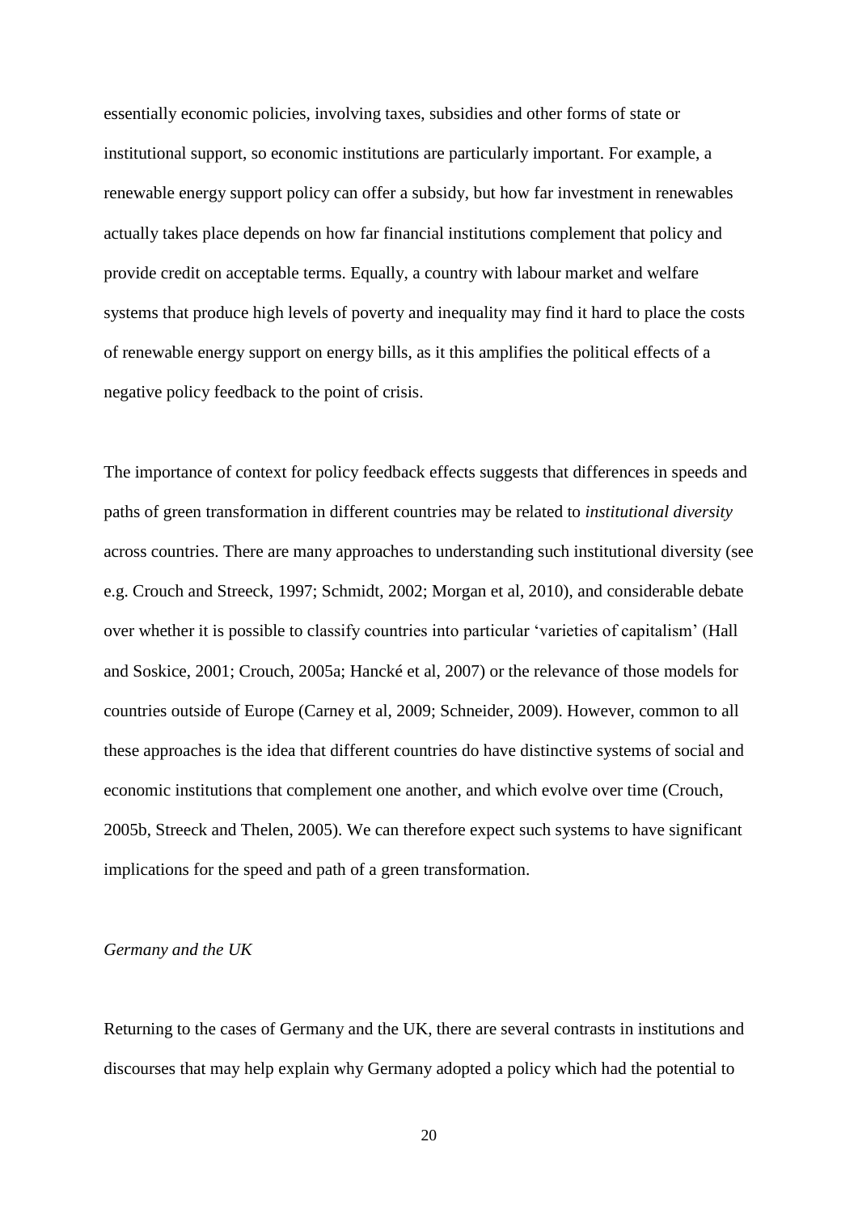essentially economic policies, involving taxes, subsidies and other forms of state or institutional support, so economic institutions are particularly important. For example, a renewable energy support policy can offer a subsidy, but how far investment in renewables actually takes place depends on how far financial institutions complement that policy and provide credit on acceptable terms. Equally, a country with labour market and welfare systems that produce high levels of poverty and inequality may find it hard to place the costs of renewable energy support on energy bills, as it this amplifies the political effects of a negative policy feedback to the point of crisis.

The importance of context for policy feedback effects suggests that differences in speeds and paths of green transformation in different countries may be related to *institutional diversity* across countries. There are many approaches to understanding such institutional diversity (see e.g. Crouch and Streeck, 1997; Schmidt, 2002; Morgan et al, 2010), and considerable debate over whether it is possible to classify countries into particular 'varieties of capitalism' (Hall and Soskice, 2001; Crouch, 2005a; Hancké et al, 2007) or the relevance of those models for countries outside of Europe (Carney et al, 2009; Schneider, 2009). However, common to all these approaches is the idea that different countries do have distinctive systems of social and economic institutions that complement one another, and which evolve over time (Crouch, 2005b, Streeck and Thelen, 2005). We can therefore expect such systems to have significant implications for the speed and path of a green transformation.

*Germany and the UK*

Returning to the cases of Germany and the UK, there are several contrasts in institutions and discourses that may help explain why Germany adopted a policy which had the potential to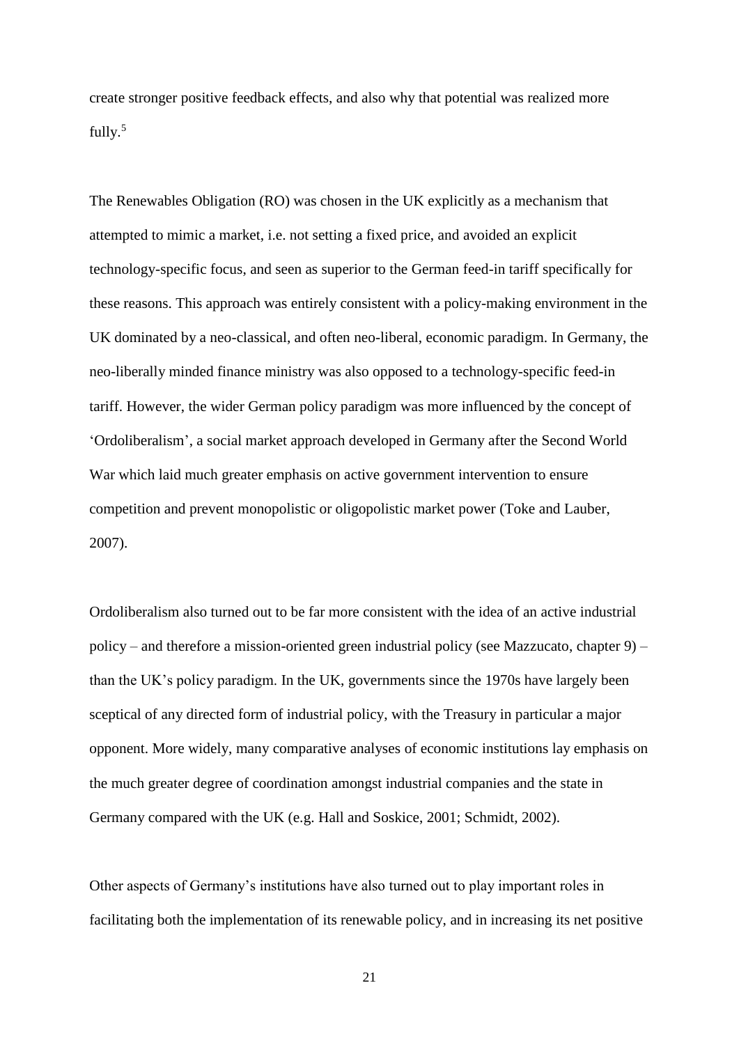create stronger positive feedback effects, and also why that potential was realized more fully.[5]

The Renewables Obligation (RO) was chosen in the UK explicitly as a mechanism that attempted to mimic a market, i.e. not setting a fixed price, and avoided an explicit technology-specific focus, and seen as superior to the German feed-in tariff specifically for these reasons. This approach was entirely consistent with a policy-making environment in the UK dominated by a neo-classical, and often neo-liberal, economic paradigm. In Germany, the neo-liberally minded finance ministry was also opposed to a technology-specific feed-in tariff. However, the wider German policy paradigm was more influenced by the concept of 'Ordoliberalism', a social market approach developed in Germany after the Second World War which laid much greater emphasis on active government intervention to ensure competition and prevent monopolistic or oligopolistic market power (Toke and Lauber, 2007).

Ordoliberalism also turned out to be far more consistent with the idea of an active industrial policy – and therefore a mission-oriented green industrial policy (see Mazzucato, chapter 9) – than the UK's policy paradigm. In the UK, governments since the 1970s have largely been sceptical of any directed form of industrial policy, with the Treasury in particular a major opponent. More widely, many comparative analyses of economic institutions lay emphasis on the much greater degree of coordination amongst industrial companies and the state in Germany compared with the UK (e.g. Hall and Soskice, 2001; Schmidt, 2002).

Other aspects of Germany's institutions have also turned out to play important roles in facilitating both the implementation of its renewable policy, and in increasing its net positive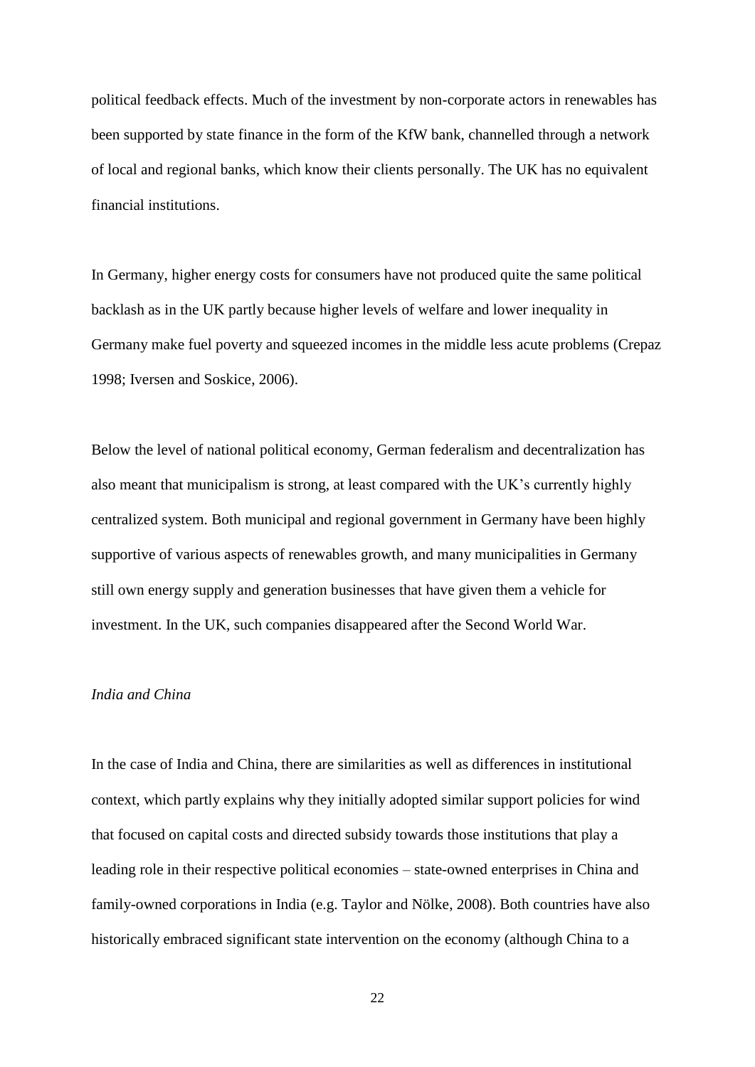political feedback effects. Much of the investment by non-corporate actors in renewables has been supported by state finance in the form of the KfW bank, channelled through a network of local and regional banks, which know their clients personally. The UK has no equivalent financial institutions.

In Germany, higher energy costs for consumers have not produced quite the same political backlash as in the UK partly because higher levels of welfare and lower inequality in Germany make fuel poverty and squeezed incomes in the middle less acute problems (Crepaz 1998; Iversen and Soskice, 2006).

Below the level of national political economy, German federalism and decentralization has also meant that municipalism is strong, at least compared with the UK's currently highly centralized system. Both municipal and regional government in Germany have been highly supportive of various aspects of renewables growth, and many municipalities in Germany still own energy supply and generation businesses that have given them a vehicle for investment. In the UK, such companies disappeared after the Second World War.

*India and China*

In the case of India and China, there are similarities as well as differences in institutional context, which partly explains why they initially adopted similar support policies for wind that focused on capital costs and directed subsidy towards those institutions that play a leading role in their respective political economies – state-owned enterprises in China and family-owned corporations in India (e.g. Taylor and Nölke, 2008). Both countries have also historically embraced significant state intervention on the economy (although China to a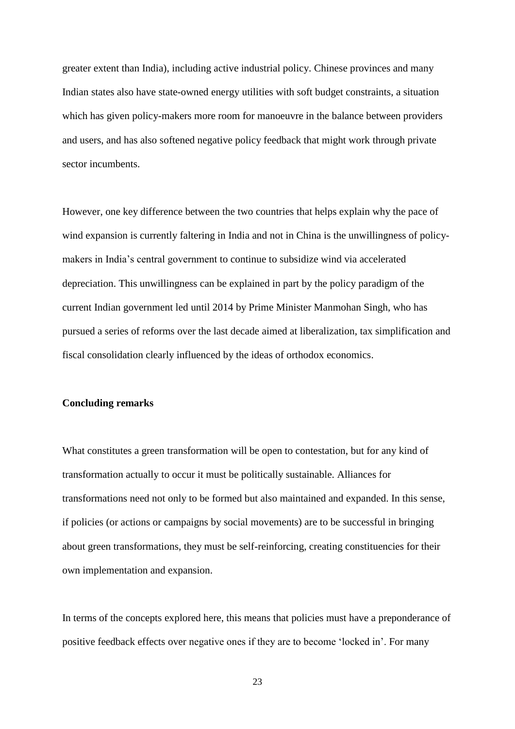greater extent than India), including active industrial policy. Chinese provinces and many Indian states also have state-owned energy utilities with soft budget constraints, a situation which has given policy-makers more room for manoeuvre in the balance between providers and users, and has also softened negative policy feedback that might work through private sector incumbents.

However, one key difference between the two countries that helps explain why the pace of wind expansion is currently faltering in India and not in China is the unwillingness of policy-makers in India's central government to continue to subsidize wind via accelerated depreciation. This unwillingness can be explained in part by the policy paradigm of the current Indian government led until 2014 by Prime Minister Manmohan Singh, who has pursued a series of reforms over the last decade aimed at liberalization, tax simplification and fiscal consolidation clearly influenced by the ideas of orthodox economics.

## Concluding remarks

What constitutes a green transformation will be open to contestation, but for any kind of transformation actually to occur it must be politically sustainable. Alliances for transformations need not only to be formed but also maintained and expanded. In this sense, if policies (or actions or campaigns by social movements) are to be successful in bringing about green transformations, they must be self-reinforcing, creating constituencies for their own implementation and expansion.

In terms of the concepts explored here, this means that policies must have a preponderance of positive feedback effects over negative ones if they are to become 'locked in'. For many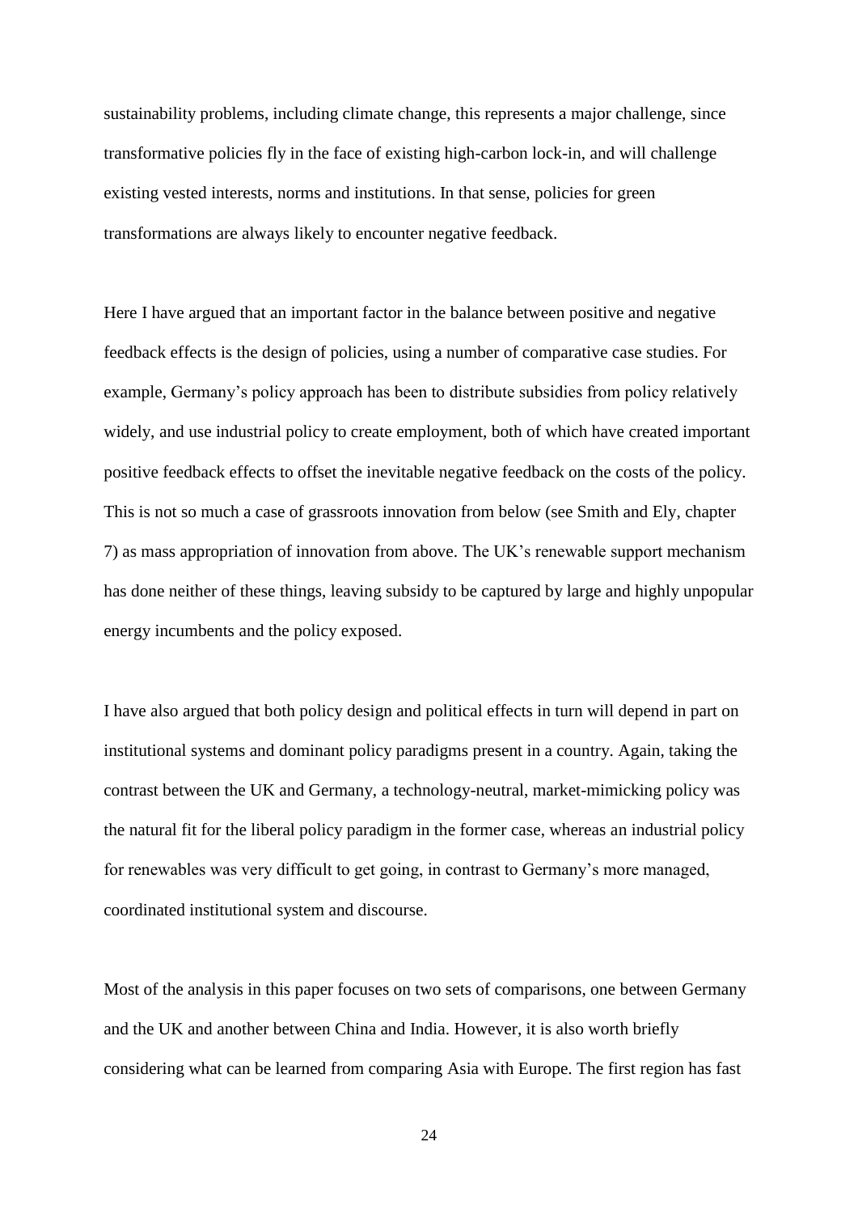sustainability problems, including climate change, this represents a major challenge, since transformative policies fly in the face of existing high-carbon lock-in, and will challenge existing vested interests, norms and institutions. In that sense, policies for green transformations are always likely to encounter negative feedback.

Here I have argued that an important factor in the balance between positive and negative feedback effects is the design of policies, using a number of comparative case studies. For example, Germany's policy approach has been to distribute subsidies from policy relatively widely, and use industrial policy to create employment, both of which have created important positive feedback effects to offset the inevitable negative feedback on the costs of the policy. This is not so much a case of grassroots innovation from below (see Smith and Ely, chapter 7) as mass appropriation of innovation from above. The UK's renewable support mechanism has done neither of these things, leaving subsidy to be captured by large and highly unpopular energy incumbents and the policy exposed.

I have also argued that both policy design and political effects in turn will depend in part on institutional systems and dominant policy paradigms present in a country. Again, taking the contrast between the UK and Germany, a technology-neutral, market-mimicking policy was the natural fit for the liberal policy paradigm in the former case, whereas an industrial policy for renewables was very difficult to get going, in contrast to Germany's more managed, coordinated institutional system and discourse.

Most of the analysis in this paper focuses on two sets of comparisons, one between Germany and the UK and another between China and India. However, it is also worth briefly considering what can be learned from comparing Asia with Europe. The first region has fast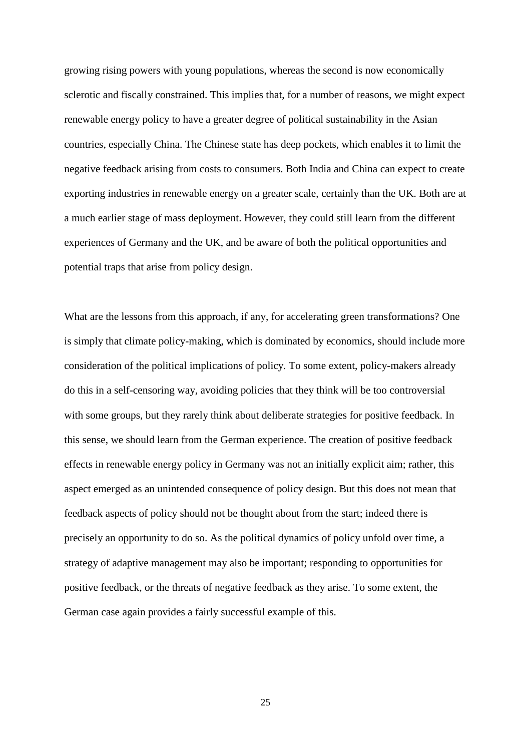growing rising powers with young populations, whereas the second is now economically sclerotic and fiscally constrained. This implies that, for a number of reasons, we might expect renewable energy policy to have a greater degree of political sustainability in the Asian countries, especially China. The Chinese state has deep pockets, which enables it to limit the negative feedback arising from costs to consumers. Both India and China can expect to create exporting industries in renewable energy on a greater scale, certainly than the UK. Both are at a much earlier stage of mass deployment. However, they could still learn from the different experiences of Germany and the UK, and be aware of both the political opportunities and potential traps that arise from policy design.

What are the lessons from this approach, if any, for accelerating green transformations? One is simply that climate policy-making, which is dominated by economics, should include more consideration of the political implications of policy. To some extent, policy-makers already do this in a self-censoring way, avoiding policies that they think will be too controversial with some groups, but they rarely think about deliberate strategies for positive feedback. In this sense, we should learn from the German experience. The creation of positive feedback effects in renewable energy policy in Germany was not an initially explicit aim; rather, this aspect emerged as an unintended consequence of policy design. But this does not mean that feedback aspects of policy should not be thought about from the start; indeed there is precisely an opportunity to do so. As the political dynamics of policy unfold over time, a strategy of adaptive management may also be important; responding to opportunities for positive feedback, or the threats of negative feedback as they arise. To some extent, the German case again provides a fairly successful example of this.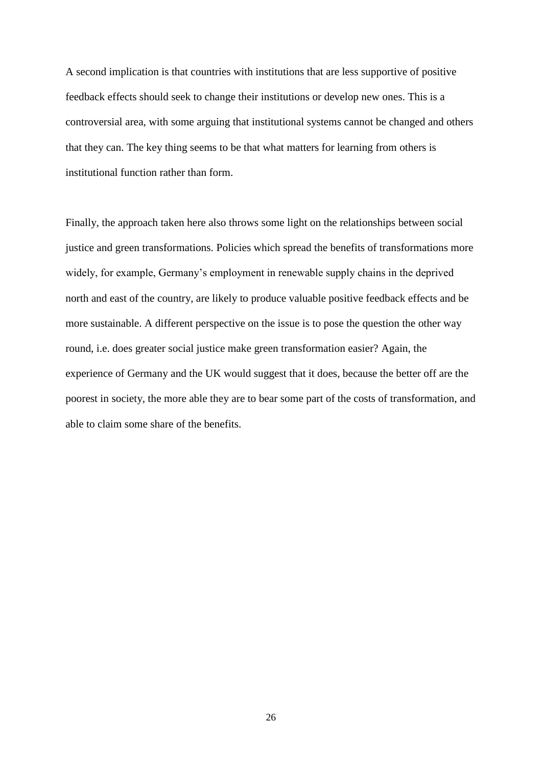A second implication is that countries with institutions that are less supportive of positive feedback effects should seek to change their institutions or develop new ones. This is a controversial area, with some arguing that institutional systems cannot be changed and others that they can. The key thing seems to be that what matters for learning from others is institutional function rather than form.

Finally, the approach taken here also throws some light on the relationships between social justice and green transformations. Policies which spread the benefits of transformations more widely, for example, Germany's employment in renewable supply chains in the deprived north and east of the country, are likely to produce valuable positive feedback effects and be more sustainable. A different perspective on the issue is to pose the question the other way round, i.e. does greater social justice make green transformation easier? Again, the experience of Germany and the UK would suggest that it does, because the better off are the poorest in society, the more able they are to bear some part of the costs of transformation, and able to claim some share of the benefits.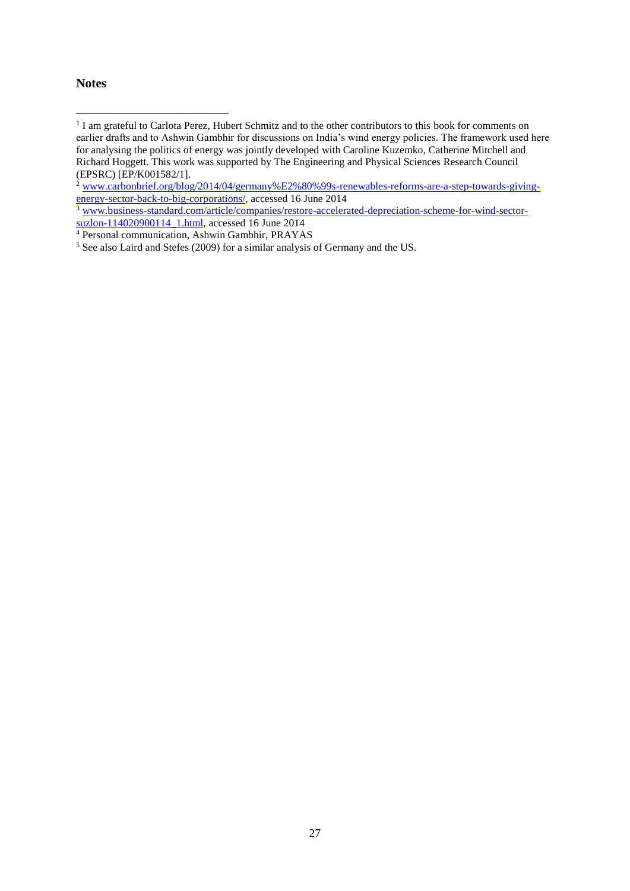**Notes**

[1] I am grateful to Carlota Perez, Hubert Schmitz and to the other contributors to this book for comments on earlier drafts and to Ashwin Gambhir for discussions on India's wind energy policies. The framework used here for analysing the politics of energy was jointly developed with Caroline Kuzemko, Catherine Mitchell and Richard Hoggett. This work was supported by The Engineering and Physical Sciences Research Council (EPSRC) [EP/K001582/1].

[2] www.carbonbrief.org/blog/2014/04/germany%E2%80%99s-renewables-reforms-are-a-step-towards-giving-energy-sector-back-to-big-corporations/, accessed 16 June 2014

[3] www.business-standard.com/article/companies/restore-accelerated-depreciation-scheme-for-wind-sector-suzlon-114020900114_1.html, accessed 16 June 2014

[4] Personal communication, Ashwin Gambhir, PRAYAS

[5] See also Laird and Stefes (2009) for a similar analysis of Germany and the US.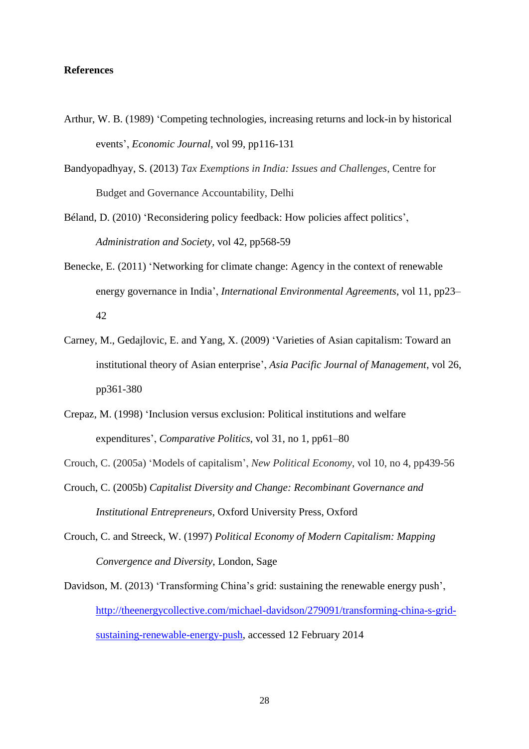**References**

Arthur, W. B. (1989) 'Competing technologies, increasing returns and lock-in by historical events', *Economic Journal*, vol 99, pp116-131

Bandyopadhyay, S. (2013) *Tax Exemptions in India: Issues and Challenges*, Centre for Budget and Governance Accountability, Delhi

Béland, D. (2010) 'Reconsidering policy feedback: How policies affect politics', *Administration and Society*, vol 42, pp568-59

Benecke, E. (2011) 'Networking for climate change: Agency in the context of renewable energy governance in India', *International Environmental Agreements*, vol 11, pp23–42

Carney, M., Gedajlovic, E. and Yang, X. (2009) 'Varieties of Asian capitalism: Toward an institutional theory of Asian enterprise', *Asia Pacific Journal of Management*, vol 26, pp361-380

Crepaz, M. (1998) 'Inclusion versus exclusion: Political institutions and welfare expenditures', *Comparative Politics*, vol 31, no 1, pp61–80

Crouch, C. (2005a) 'Models of capitalism', *New Political Economy*, vol 10, no 4, pp439-56

Crouch, C. (2005b) *Capitalist Diversity and Change: Recombinant Governance and Institutional Entrepreneurs*, Oxford University Press, Oxford

Crouch, C. and Streeck, W. (1997) *Political Economy of Modern Capitalism: Mapping Convergence and Diversity*, London, Sage

Davidson, M. (2013) 'Transforming China's grid: sustaining the renewable energy push', http://theenergycollective.com/michael-davidson/279091/transforming-china-s-grid-sustaining-renewable-energy-push, accessed 12 February 2014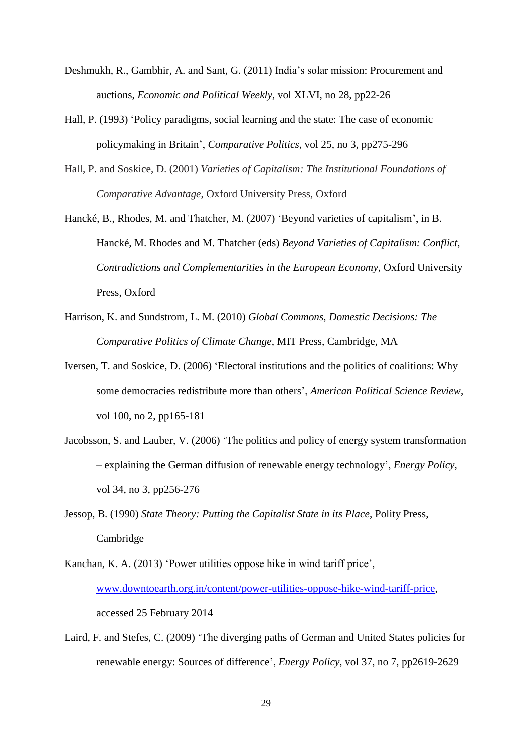Deshmukh, R., Gambhir, A. and Sant, G. (2011) India's solar mission: Procurement and auctions, *Economic and Political Weekly*, vol XLVI, no 28, pp22-26

Hall, P. (1993) 'Policy paradigms, social learning and the state: The case of economic policymaking in Britain', *Comparative Politics*, vol 25, no 3, pp275-296

Hall, P. and Soskice, D. (2001) *Varieties of Capitalism: The Institutional Foundations of Comparative Advantage*, Oxford University Press, Oxford

Hancké, B., Rhodes, M. and Thatcher, M. (2007) 'Beyond varieties of capitalism', in B. Hancké, M. Rhodes and M. Thatcher (eds) *Beyond Varieties of Capitalism: Conflict, Contradictions and Complementarities in the European Economy*, Oxford University Press, Oxford

Harrison, K. and Sundstrom, L. M. (2010) *Global Commons, Domestic Decisions: The Comparative Politics of Climate Change*, MIT Press, Cambridge, MA

Iversen, T. and Soskice, D. (2006) 'Electoral institutions and the politics of coalitions: Why some democracies redistribute more than others', *American Political Science Review*, vol 100, no 2, pp165-181

Jacobsson, S. and Lauber, V. (2006) 'The politics and policy of energy system transformation – explaining the German diffusion of renewable energy technology', *Energy Policy*, vol 34, no 3, pp256-276

Jessop, B. (1990) *State Theory: Putting the Capitalist State in its Place*, Polity Press, Cambridge

Kanchan, K. A. (2013) 'Power utilities oppose hike in wind tariff price', www.downtoearth.org.in/content/power-utilities-oppose-hike-wind-tariff-price, accessed 25 February 2014

Laird, F. and Stefes, C. (2009) 'The diverging paths of German and United States policies for renewable energy: Sources of difference', *Energy Policy*, vol 37, no 7, pp2619-2629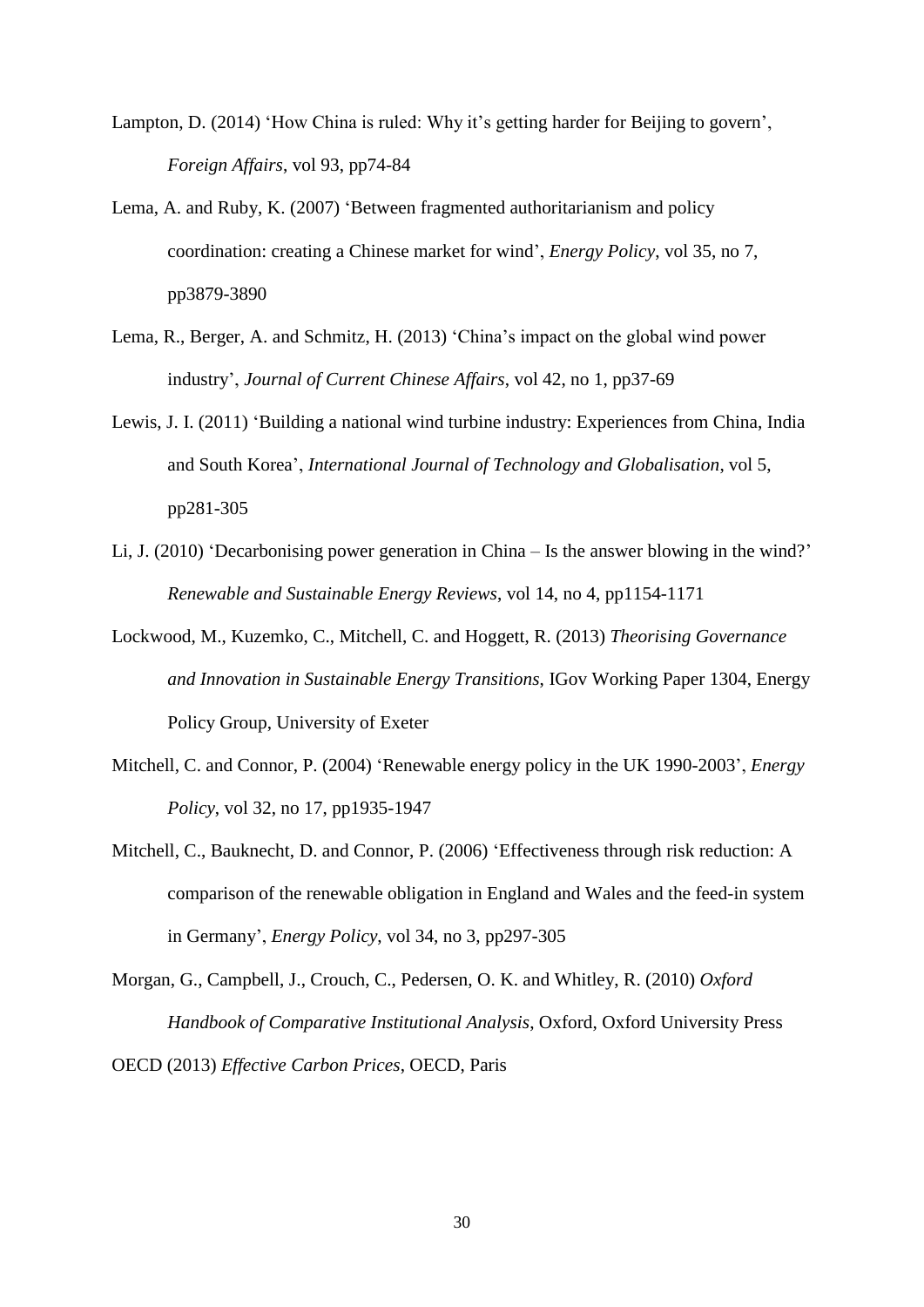Lampton, D. (2014) 'How China is ruled: Why it's getting harder for Beijing to govern', *Foreign Affairs*, vol 93, pp74-84

Lema, A. and Ruby, K. (2007) 'Between fragmented authoritarianism and policy coordination: creating a Chinese market for wind', *Energy Policy*, vol 35, no 7, pp3879-3890

Lema, R., Berger, A. and Schmitz, H. (2013) 'China's impact on the global wind power industry', *Journal of Current Chinese Affairs*, vol 42, no 1, pp37-69

Lewis, J. I. (2011) 'Building a national wind turbine industry: Experiences from China, India and South Korea', *International Journal of Technology and Globalisation*, vol 5, pp281-305

Li, J. (2010) 'Decarbonising power generation in China – Is the answer blowing in the wind?' *Renewable and Sustainable Energy Reviews*, vol 14, no 4, pp1154-1171

Lockwood, M., Kuzemko, C., Mitchell, C. and Hoggett, R. (2013) *Theorising Governance and Innovation in Sustainable Energy Transitions*, IGov Working Paper 1304, Energy Policy Group, University of Exeter

Mitchell, C. and Connor, P. (2004) 'Renewable energy policy in the UK 1990-2003', *Energy Policy*, vol 32, no 17, pp1935-1947

Mitchell, C., Bauknecht, D. and Connor, P. (2006) 'Effectiveness through risk reduction: A comparison of the renewable obligation in England and Wales and the feed-in system in Germany', *Energy Policy*, vol 34, no 3, pp297-305

Morgan, G., Campbell, J., Crouch, C., Pedersen, O. K. and Whitley, R. (2010) *Oxford Handbook of Comparative Institutional Analysis*, Oxford, Oxford University Press

OECD (2013) *Effective Carbon Prices*, OECD, Paris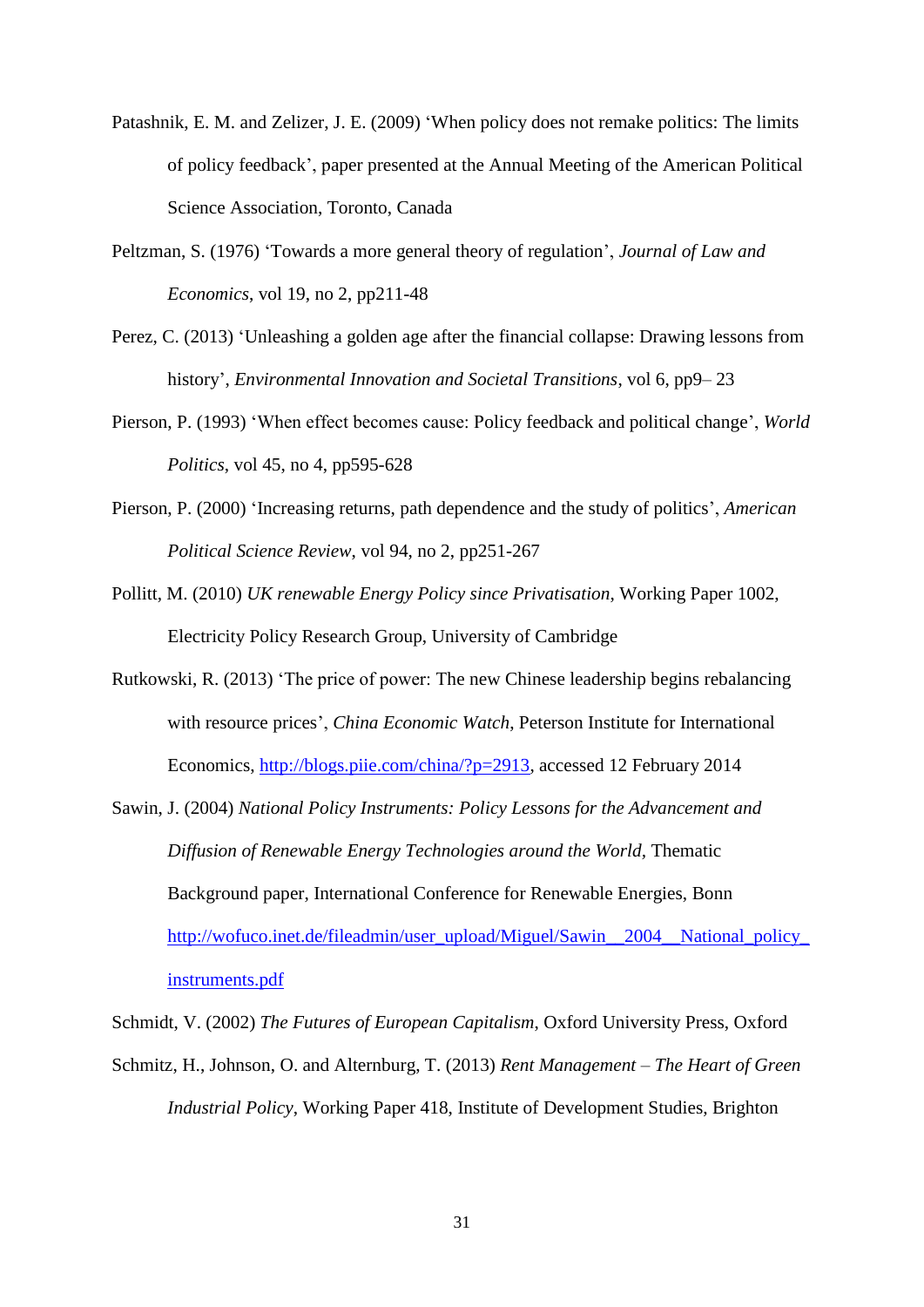Patashnik, E. M. and Zelizer, J. E. (2009) 'When policy does not remake politics: The limits of policy feedback', paper presented at the Annual Meeting of the American Political Science Association, Toronto, Canada

Peltzman, S. (1976) 'Towards a more general theory of regulation', *Journal of Law and Economics*, vol 19, no 2, pp211-48

Perez, C. (2013) 'Unleashing a golden age after the financial collapse: Drawing lessons from history', *Environmental Innovation and Societal Transitions*, vol 6, pp9– 23

Pierson, P. (1993) 'When effect becomes cause: Policy feedback and political change', *World Politics*, vol 45, no 4, pp595-628

Pierson, P. (2000) 'Increasing returns, path dependence and the study of politics', *American Political Science Review*, vol 94, no 2, pp251-267

Pollitt, M. (2010) *UK renewable Energy Policy since Privatisation*, Working Paper 1002, Electricity Policy Research Group, University of Cambridge

Rutkowski, R. (2013) 'The price of power: The new Chinese leadership begins rebalancing with resource prices', *China Economic Watch*, Peterson Institute for International Economics, http://blogs.piie.com/china/?p=2913, accessed 12 February 2014

Sawin, J. (2004) *National Policy Instruments: Policy Lessons for the Advancement and Diffusion of Renewable Energy Technologies around the World*, Thematic Background paper, International Conference for Renewable Energies, Bonn http://wofuco.inet.de/fileadmin/user_upload/Miguel/Sawin__2004__National_policy_instruments.pdf

Schmidt, V. (2002) *The Futures of European Capitalism*, Oxford University Press, Oxford

Schmitz, H., Johnson, O. and Alternburg, T. (2013) *Rent Management – The Heart of Green Industrial Policy*, Working Paper 418, Institute of Development Studies, Brighton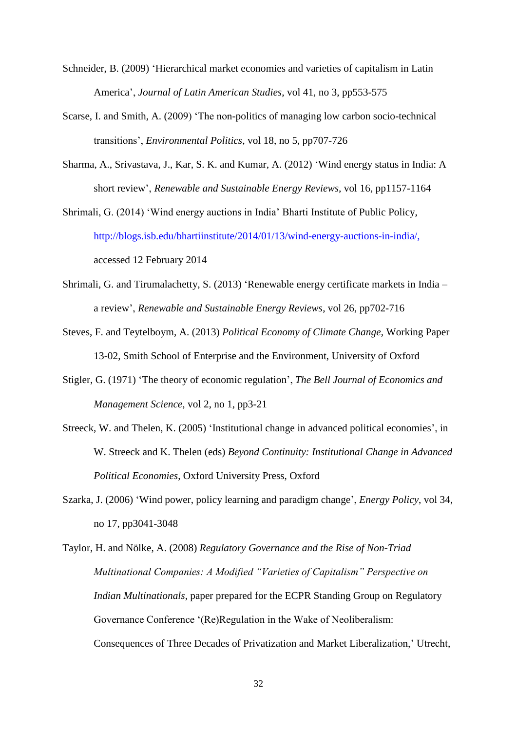Schneider, B. (2009) 'Hierarchical market economies and varieties of capitalism in Latin America', *Journal of Latin American Studies*, vol 41, no 3, pp553-575

Scarse, I. and Smith, A. (2009) 'The non-politics of managing low carbon socio-technical transitions', *Environmental Politics*, vol 18, no 5, pp707-726

Sharma, A., Srivastava, J., Kar, S. K. and Kumar, A. (2012) 'Wind energy status in India: A short review', *Renewable and Sustainable Energy Reviews*, vol 16, pp1157-1164

Shrimali, G. (2014) 'Wind energy auctions in India' Bharti Institute of Public Policy, http://blogs.isb.edu/bhartiinstitute/2014/01/13/wind-energy-auctions-in-india/, accessed 12 February 2014

Shrimali, G. and Tirumalachetty, S. (2013) 'Renewable energy certificate markets in India – a review', *Renewable and Sustainable Energy Reviews*, vol 26, pp702-716

Steves, F. and Teytelboym, A. (2013) *Political Economy of Climate Change*, Working Paper 13-02, Smith School of Enterprise and the Environment, University of Oxford

Stigler, G. (1971) 'The theory of economic regulation', *The Bell Journal of Economics and Management Science*, vol 2, no 1, pp3-21

Streeck, W. and Thelen, K. (2005) 'Institutional change in advanced political economies', in W. Streeck and K. Thelen (eds) *Beyond Continuity: Institutional Change in Advanced Political Economies*, Oxford University Press, Oxford

Szarka, J. (2006) 'Wind power, policy learning and paradigm change', *Energy Policy*, vol 34, no 17, pp3041-3048

Taylor, H. and Nölke, A. (2008) *Regulatory Governance and the Rise of Non-Triad Multinational Companies: A Modified "Varieties of Capitalism" Perspective on Indian Multinationals*, paper prepared for the ECPR Standing Group on Regulatory Governance Conference '(Re)Regulation in the Wake of Neoliberalism: Consequences of Three Decades of Privatization and Market Liberalization,' Utrecht,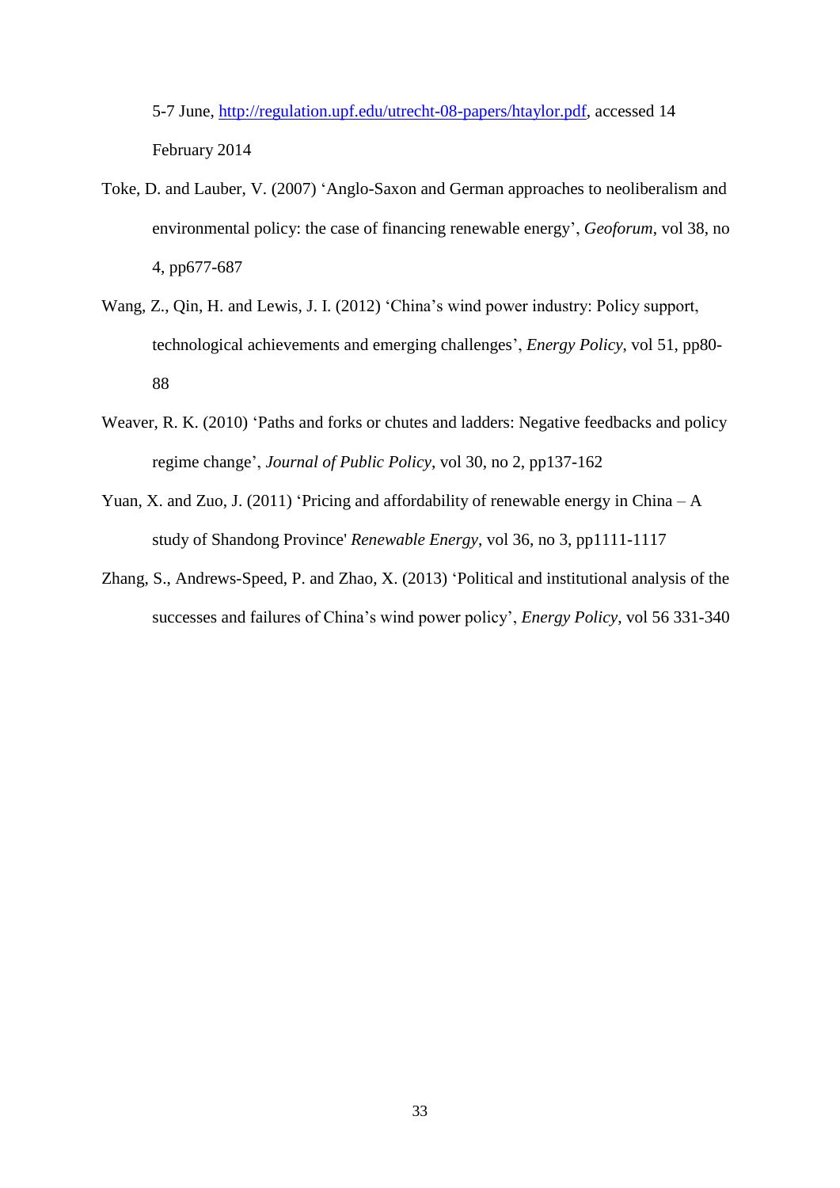5-7 June, http://regulation.upf.edu/utrecht-08-papers/htaylor.pdf, accessed 14 February 2014

Toke, D. and Lauber, V. (2007) 'Anglo-Saxon and German approaches to neoliberalism and environmental policy: the case of financing renewable energy', *Geoforum*, vol 38, no 4, pp677-687

Wang, Z., Qin, H. and Lewis, J. I. (2012) 'China's wind power industry: Policy support, technological achievements and emerging challenges', *Energy Policy*, vol 51, pp80-88

Weaver, R. K. (2010) 'Paths and forks or chutes and ladders: Negative feedbacks and policy regime change', *Journal of Public Policy*, vol 30, no 2, pp137-162

Yuan, X. and Zuo, J. (2011) 'Pricing and affordability of renewable energy in China – A study of Shandong Province' *Renewable Energy*, vol 36, no 3, pp1111-1117

Zhang, S., Andrews-Speed, P. and Zhao, X. (2013) 'Political and institutional analysis of the successes and failures of China's wind power policy', *Energy Policy*, vol 56 331-340